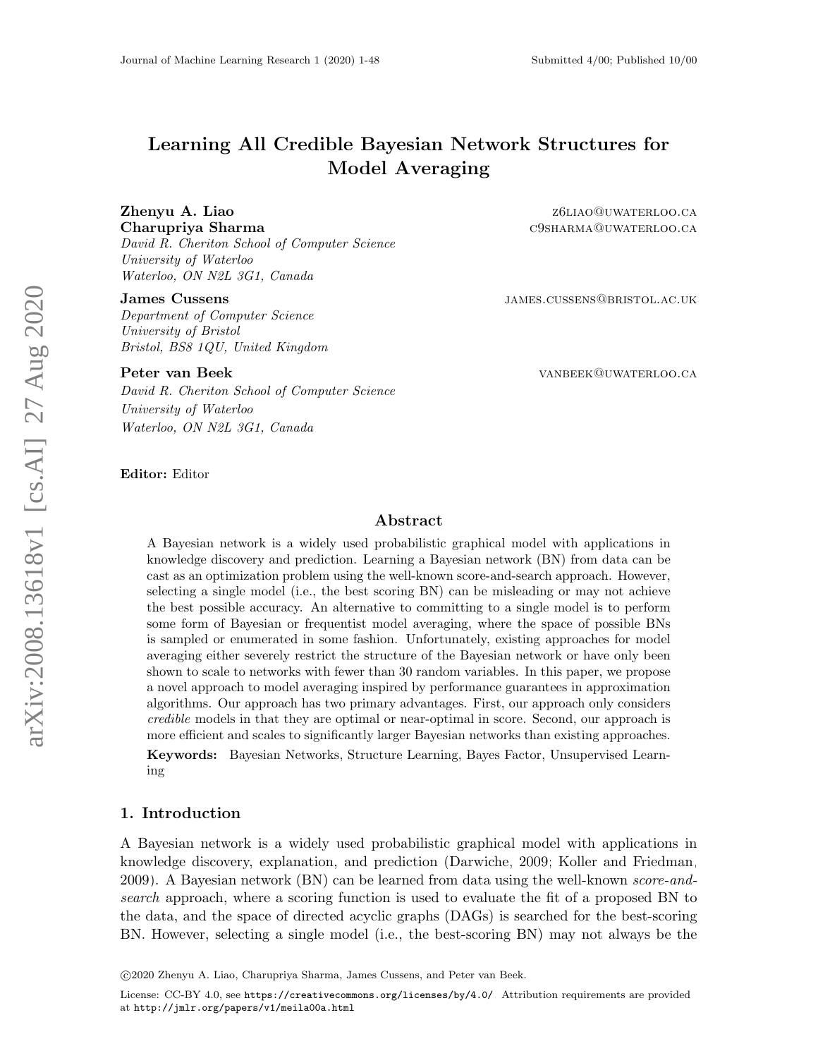# Learning All Credible Bayesian Network Structures for Model Averaging

**Zhenyu A. Liao** z6liao@uwaterloo.ca
**Charupriya Sharma** c9sharma@uwaterloo.ca
*David R. Cheriton School of Computer Science*
*University of Waterloo*
*Waterloo, ON N2L 3G1, Canada*

**James Cussens** james.cussens@bristol.ac.uk
*Department of Computer Science*
*University of Bristol*
*Bristol, BS8 1QU, United Kingdom*

**Peter van Beek** vanbeek@uwaterloo.ca
*David R. Cheriton School of Computer Science*
*University of Waterloo*
*Waterloo, ON N2L 3G1, Canada*

**Editor:** Editor

## Abstract

A Bayesian network is a widely used probabilistic graphical model with applications in knowledge discovery and prediction. Learning a Bayesian network (BN) from data can be cast as an optimization problem using the well-known score-and-search approach. However, selecting a single model (i.e., the best scoring BN) can be misleading or may not achieve the best possible accuracy. An alternative to committing to a single model is to perform some form of Bayesian or frequentist model averaging, where the space of possible BNs is sampled or enumerated in some fashion. Unfortunately, existing approaches for model averaging either severely restrict the structure of the Bayesian network or have only been shown to scale to networks with fewer than 30 random variables. In this paper, we propose a novel approach to model averaging inspired by performance guarantees in approximation algorithms. Our approach has two primary advantages. First, our approach only considers *credible* models in that they are optimal or near-optimal in score. Second, our approach is more efficient and scales to significantly larger Bayesian networks than existing approaches.

**Keywords:** Bayesian Networks, Structure Learning, Bayes Factor, Unsupervised Learning

## 1. Introduction

A Bayesian network is a widely used probabilistic graphical model with applications in knowledge discovery, explanation, and prediction (Darwiche, 2009; Koller and Friedman, 2009). A Bayesian network (BN) can be learned from data using the well-known *score-and-search* approach, where a scoring function is used to evaluate the fit of a proposed BN to the data, and the space of directed acyclic graphs (DAGs) is searched for the best-scoring BN. However, selecting a single model (i.e., the best-scoring BN) may not always be the

©2020 Zhenyu A. Liao, Charupriya Sharma, James Cussens, and Peter van Beek.

License: CC-BY 4.0, see https://creativecommons.org/licenses/by/4.0/. Attribution requirements are provided at http://jmlr.org/papers/v1/meila00a.html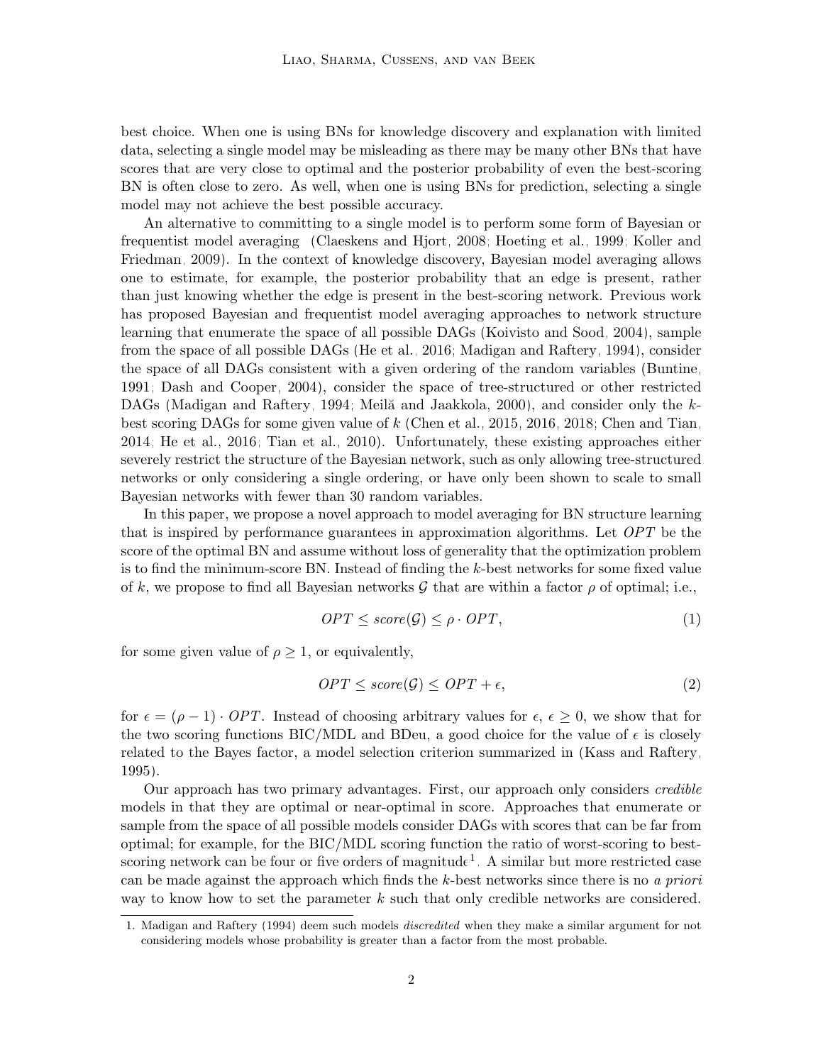best choice. When one is using BNs for knowledge discovery and explanation with limited data, selecting a single model may be misleading as there may be many other BNs that have scores that are very close to optimal and the posterior probability of even the best-scoring BN is often close to zero. As well, when one is using BNs for prediction, selecting a single model may not achieve the best possible accuracy.

An alternative to committing to a single model is to perform some form of Bayesian or frequentist model averaging (Claeskens and Hjort, 2008; Hoeting et al., 1999; Koller and Friedman, 2009). In the context of knowledge discovery, Bayesian model averaging allows one to estimate, for example, the posterior probability that an edge is present, rather than just knowing whether the edge is present in the best-scoring network. Previous work has proposed Bayesian and frequentist model averaging approaches to network structure learning that enumerate the space of all possible DAGs (Koivisto and Sood, 2004), sample from the space of all possible DAGs (He et al., 2016; Madigan and Raftery, 1994), consider the space of all DAGs consistent with a given ordering of the random variables (Buntine, 1991; Dash and Cooper, 2004), consider the space of tree-structured or other restricted DAGs (Madigan and Raftery, 1994; Meilă and Jaakkola, 2000), and consider only the $k$-best scoring DAGs for some given value of $k$ (Chen et al., 2015, 2016, 2018; Chen and Tian, 2014; He et al., 2016; Tian et al., 2010). Unfortunately, these existing approaches either severely restrict the structure of the Bayesian network, such as only allowing tree-structured networks or only considering a single ordering, or have only been shown to scale to small Bayesian networks with fewer than 30 random variables.

In this paper, we propose a novel approach to model averaging for BN structure learning that is inspired by performance guarantees in approximation algorithms. Let $OPT$ be the score of the optimal BN and assume without loss of generality that the optimization problem is to find the minimum-score BN. Instead of finding the $k$-best networks for some fixed value of $k$, we propose to find all Bayesian networks $\mathcal{G}$ that are within a factor $\rho$ of optimal; i.e.,

$$OPT \leq score(\mathcal{G}) \leq \rho \cdot OPT, \tag{1}$$

for some given value of $\rho \geq 1$, or equivalently,

$$OPT \leq score(\mathcal{G}) \leq OPT + \epsilon, \tag{2}$$

for $\epsilon = (\rho - 1) \cdot OPT$. Instead of choosing arbitrary values for $\epsilon$, $\epsilon \geq 0$, we show that for the two scoring functions BIC/MDL and BDeu, a good choice for the value of $\epsilon$ is closely related to the Bayes factor, a model selection criterion summarized in (Kass and Raftery, 1995).

Our approach has two primary advantages. First, our approach only considers *credible* models in that they are optimal or near-optimal in score. Approaches that enumerate or sample from the space of all possible models consider DAGs with scores that can be far from optimal; for example, for the BIC/MDL scoring function the ratio of worst-scoring to best-scoring network can be four or five orders of magnitude[1]. A similar but more restricted case can be made against the approach which finds the $k$-best networks since there is no *a priori* way to know how to set the parameter $k$ such that only credible networks are considered.

1. Madigan and Raftery (1994) deem such models *discredited* when they make a similar argument for not considering models whose probability is greater than a factor from the most probable.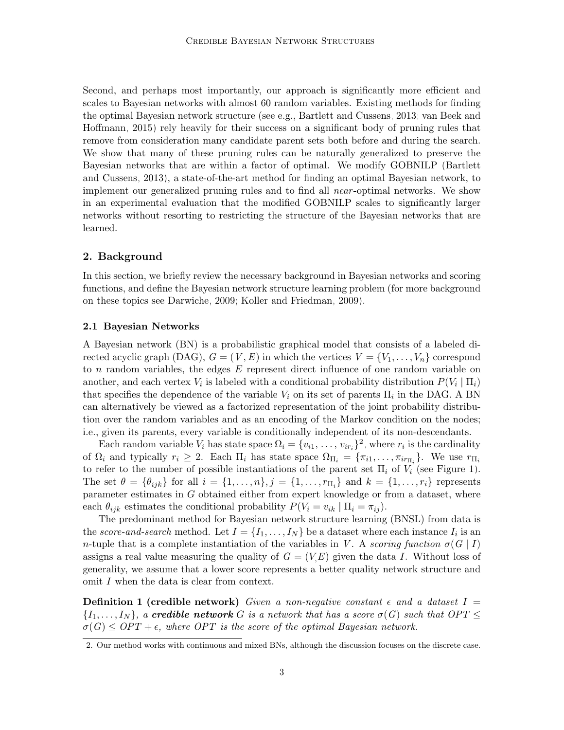Second, and perhaps most importantly, our approach is significantly more efficient and scales to Bayesian networks with almost 60 random variables. Existing methods for finding the optimal Bayesian network structure (see e.g., Bartlett and Cussens, 2013; van Beek and Hoffmann, 2015) rely heavily for their success on a significant body of pruning rules that remove from consideration many candidate parent sets both before and during the search. We show that many of these pruning rules can be naturally generalized to preserve the Bayesian networks that are within a factor of optimal. We modify GOBNILP (Bartlett and Cussens, 2013), a state-of-the-art method for finding an optimal Bayesian network, to implement our generalized pruning rules and to find all *near*-optimal networks. We show in an experimental evaluation that the modified GOBNILP scales to significantly larger networks without resorting to restricting the structure of the Bayesian networks that are learned.

## 2. Background

In this section, we briefly review the necessary background in Bayesian networks and scoring functions, and define the Bayesian network structure learning problem (for more background on these topics see Darwiche, 2009; Koller and Friedman, 2009).

### 2.1 Bayesian Networks

A Bayesian network (BN) is a probabilistic graphical model that consists of a labeled directed acyclic graph (DAG), $G = (V, E)$ in which the vertices $V = \{V_1, \ldots, V_n\}$ correspond to $n$ random variables, the edges $E$ represent direct influence of one random variable on another, and each vertex $V_i$ is labeled with a conditional probability distribution $P(V_i \mid \Pi_i)$ that specifies the dependence of the variable $V_i$ on its set of parents $\Pi_i$ in the DAG. A BN can alternatively be viewed as a factorized representation of the joint probability distribution over the random variables and as an encoding of the Markov condition on the nodes; i.e., given its parents, every variable is conditionally independent of its non-descendants.

Each random variable $V_i$ has state space $\Omega_i = \{v_{i1}, \ldots, v_{ir_i}\}$[2], where $r_i$ is the cardinality of $\Omega_i$ and typically $r_i \geq 2$. Each $\Pi_i$ has state space $\Omega_{\Pi_i} = \{\pi_{i1}, \ldots, \pi_{ir_{\Pi_i}}\}$. We use $r_{\Pi_i}$ to refer to the number of possible instantiations of the parent set $\Pi_i$ of $V_i$ (see Figure 1). The set $\theta = \{\theta_{ijk}\}$ for all $i = \{1, \ldots, n\}, j = \{1, \ldots, r_{\Pi_i}\}$ and $k = \{1, \ldots, r_i\}$ represents parameter estimates in $G$ obtained either from expert knowledge or from a dataset, where each $\theta_{ijk}$ estimates the conditional probability $P(V_i = v_{ik} \mid \Pi_i = \pi_{ij})$.

The predominant method for Bayesian network structure learning (BNSL) from data is the *score-and-search* method. Let $I = \{I_1, \ldots, I_N\}$ be a dataset where each instance $I_i$ is an $n$-tuple that is a complete instantiation of the variables in $V$. A *scoring function* $\sigma(G \mid I)$ assigns a real value measuring the quality of $G = (V,E)$ given the data $I$. Without loss of generality, we assume that a lower score represents a better quality network structure and omit $I$ when the data is clear from context.

**Definition 1 (credible network)** *Given a non-negative constant $\epsilon$ and a dataset $I = \{I_1, \ldots, I_N\}$, a* ***credible network*** *$G$ is a network that has a score $\sigma(G)$ such that $OPT \leq \sigma(G) \leq OPT + \epsilon$, where $OPT$ is the score of the optimal Bayesian network.*

2. Our method works with continuous and mixed BNs, although the discussion focuses on the discrete case.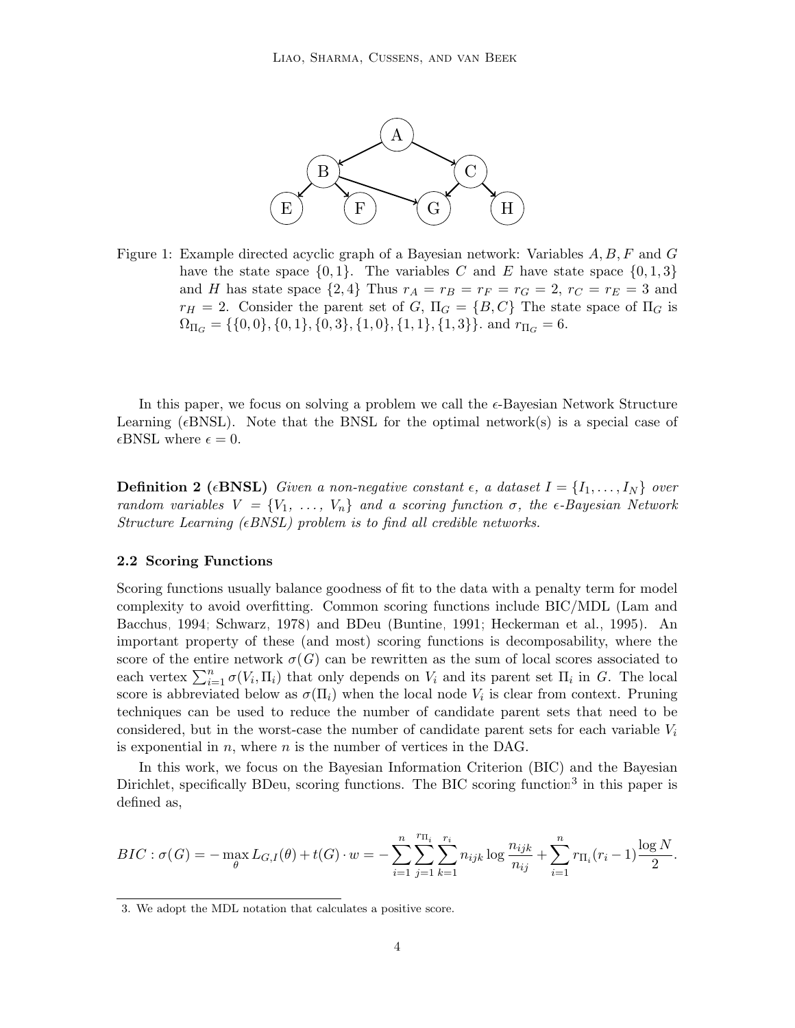Figure 1: Example directed acyclic graph of a Bayesian network: Variables $A, B, F$ and $G$ have the state space $\{0, 1\}$. The variables $C$ and $E$ have state space $\{0, 1, 3\}$ and $H$ has state space $\{2, 4\}$ Thus $r_A = r_B = r_F = r_G = 2$, $r_C = r_E = 3$ and $r_H = 2$. Consider the parent set of $G$, $\Pi_G = \{B, C\}$ The state space of $\Pi_G$ is $\Omega_{\Pi_G} = \{\{0, 0\}, \{0, 1\}, \{0, 3\}, \{1, 0\}, \{1, 1\}, \{1, 3\}\}$. and $r_{\Pi_G} = 6$.

In this paper, we focus on solving a problem we call the $\epsilon$-Bayesian Network Structure Learning ($\epsilon$BNSL). Note that the BNSL for the optimal network(s) is a special case of $\epsilon$BNSL where $\epsilon = 0$.

**Definition 2 ($\epsilon$BNSL)** *Given a non-negative constant $\epsilon$, a dataset $I = \{I_1, \dots, I_N\}$ over random variables $V = \{V_1, \dots, V_n\}$ and a scoring function $\sigma$, the $\epsilon$-Bayesian Network Structure Learning ($\epsilon$BNSL) problem is to find all credible networks.*

### 2.2 Scoring Functions

Scoring functions usually balance goodness of fit to the data with a penalty term for model complexity to avoid overfitting. Common scoring functions include BIC/MDL (Lam and Bacchus, 1994; Schwarz, 1978) and BDeu (Buntine, 1991; Heckerman et al., 1995). An important property of these (and most) scoring functions is decomposability, where the score of the entire network $\sigma(G)$ can be rewritten as the sum of local scores associated to each vertex $\sum_{i=1}^{n} \sigma(V_i, \Pi_i)$ that only depends on $V_i$ and its parent set $\Pi_i$ in $G$. The local score is abbreviated below as $\sigma(\Pi_i)$ when the local node $V_i$ is clear from context. Pruning techniques can be used to reduce the number of candidate parent sets that need to be considered, but in the worst-case the number of candidate parent sets for each variable $V_i$ is exponential in $n$, where $n$ is the number of vertices in the DAG.

In this work, we focus on the Bayesian Information Criterion (BIC) and the Bayesian Dirichlet, specifically BDeu, scoring functions. The BIC scoring function[3] in this paper is defined as,

$$BIC : \sigma(G) = -\max_{\theta} L_{G,I}(\theta) + t(G) \cdot w = -\sum_{i=1}^{n} \sum_{j=1}^{r_{\Pi_i}} \sum_{k=1}^{r_i} n_{ijk} \log \frac{n_{ijk}}{n_{ij}} + \sum_{i=1}^{n} r_{\Pi_i}(r_i - 1) \frac{\log N}{2}.$$

3. We adopt the MDL notation that calculates a positive score.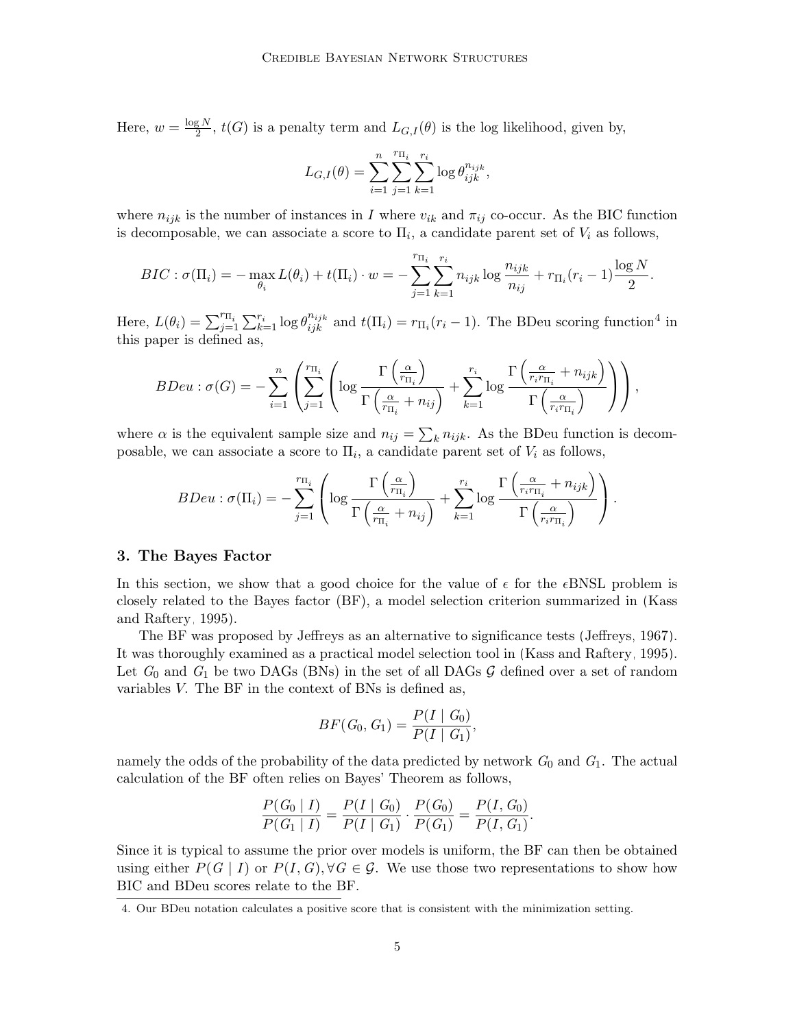Here, $w = \frac{\log N}{2}$, $t(G)$ is a penalty term and $L_{G,I}(\theta)$ is the log likelihood, given by,

$$L_{G,I}(\theta) = \sum_{i=1}^{n} \sum_{j=1}^{r_{\Pi_i}} \sum_{k=1}^{r_i} \log \theta_{ijk}^{n_{ijk}},$$

where $n_{ijk}$ is the number of instances in $I$ where $v_{ik}$ and $\pi_{ij}$ co-occur. As the BIC function is decomposable, we can associate a score to $\Pi_i$, a candidate parent set of $V_i$ as follows,

$$BIC : \sigma(\Pi_i) = -\max_{\theta_i} L(\theta_i) + t(\Pi_i) \cdot w = -\sum_{j=1}^{r_{\Pi_i}} \sum_{k=1}^{r_i} n_{ijk} \log \frac{n_{ijk}}{n_{ij}} + r_{\Pi_i}(r_i - 1)\frac{\log N}{2}.$$

Here, $L(\theta_i) = \sum_{j=1}^{r_{\Pi_i}} \sum_{k=1}^{r_i} \log \theta_{ijk}^{n_{ijk}}$ and $t(\Pi_i) = r_{\Pi_i}(r_i - 1)$. The BDeu scoring function[4] in this paper is defined as,

$$BDeu : \sigma(G) = -\sum_{i=1}^{n} \left( \sum_{j=1}^{r_{\Pi_i}} \left( \log \frac{\Gamma\left(\frac{\alpha}{r_{\Pi_i}}\right)}{\Gamma\left(\frac{\alpha}{r_{\Pi_i}} + n_{ij}\right)} + \sum_{k=1}^{r_i} \log \frac{\Gamma\left(\frac{\alpha}{r_i r_{\Pi_i}} + n_{ijk}\right)}{\Gamma\left(\frac{\alpha}{r_i r_{\Pi_i}}\right)} \right) \right),$$

where $\alpha$ is the equivalent sample size and $n_{ij} = \sum_k n_{ijk}$. As the BDeu function is decomposable, we can associate a score to $\Pi_i$, a candidate parent set of $V_i$ as follows,

$$BDeu : \sigma(\Pi_i) = -\sum_{j=1}^{r_{\Pi_i}} \left( \log \frac{\Gamma\left(\frac{\alpha}{r_{\Pi_i}}\right)}{\Gamma\left(\frac{\alpha}{r_{\Pi_i}} + n_{ij}\right)} + \sum_{k=1}^{r_i} \log \frac{\Gamma\left(\frac{\alpha}{r_i r_{\Pi_i}} + n_{ijk}\right)}{\Gamma\left(\frac{\alpha}{r_i r_{\Pi_i}}\right)} \right).$$

## 3. The Bayes Factor

In this section, we show that a good choice for the value of $\epsilon$ for the $\epsilon$BNSL problem is closely related to the Bayes factor (BF), a model selection criterion summarized in (Kass and Raftery, 1995).

The BF was proposed by Jeffreys as an alternative to significance tests (Jeffreys, 1967). It was thoroughly examined as a practical model selection tool in (Kass and Raftery, 1995). Let $G_0$ and $G_1$ be two DAGs (BNs) in the set of all DAGs $\mathcal{G}$ defined over a set of random variables $V$. The BF in the context of BNs is defined as,

$$BF(G_0, G_1) = \frac{P(I \mid G_0)}{P(I \mid G_1)},$$

namely the odds of the probability of the data predicted by network $G_0$ and $G_1$. The actual calculation of the BF often relies on Bayes' Theorem as follows,

$$\frac{P(G_0 \mid I)}{P(G_1 \mid I)} = \frac{P(I \mid G_0)}{P(I \mid G_1)} \cdot \frac{P(G_0)}{P(G_1)} = \frac{P(I, G_0)}{P(I, G_1)}.$$

Since it is typical to assume the prior over models is uniform, the BF can then be obtained using either $P(G \mid I)$ or $P(I, G), \forall G \in \mathcal{G}$. We use those two representations to show how BIC and BDeu scores relate to the BF.

4. Our BDeu notation calculates a positive score that is consistent with the minimization setting.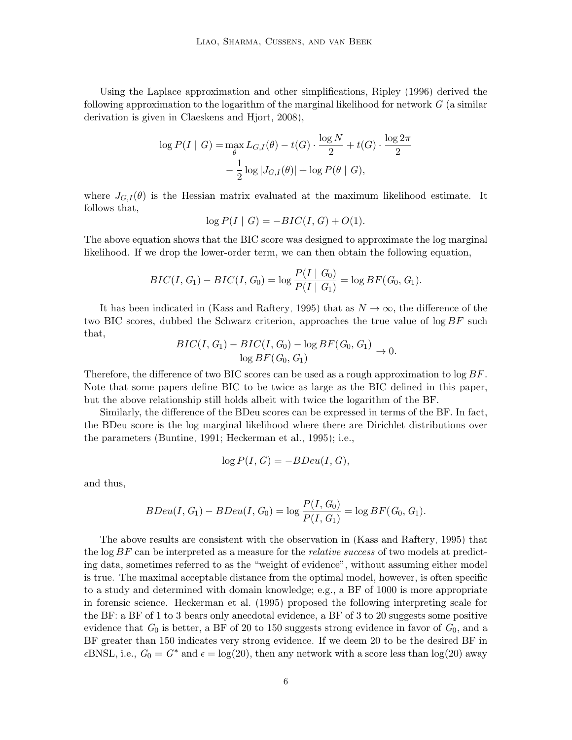Using the Laplace approximation and other simplifications, Ripley (1996) derived the following approximation to the logarithm of the marginal likelihood for network $G$ (a similar derivation is given in Claeskens and Hjort, 2008),

$$\log P(I \mid G) = \max_{\theta} L_{G,I}(\theta) - t(G) \cdot \frac{\log N}{2} + t(G) \cdot \frac{\log 2\pi}{2} - \frac{1}{2} \log |J_{G,I}(\theta)| + \log P(\theta \mid G),$$

where $J_{G,I}(\theta)$ is the Hessian matrix evaluated at the maximum likelihood estimate. It follows that,

$$\log P(I \mid G) = -BIC(I, G) + O(1).$$

The above equation shows that the BIC score was designed to approximate the log marginal likelihood. If we drop the lower-order term, we can then obtain the following equation,

$$BIC(I, G_1) - BIC(I, G_0) = \log \frac{P(I \mid G_0)}{P(I \mid G_1)} = \log BF(G_0, G_1).$$

It has been indicated in (Kass and Raftery, 1995) that as $N \to \infty$, the difference of the two BIC scores, dubbed the Schwarz criterion, approaches the true value of $\log BF$ such that,

$$\frac{BIC(I, G_1) - BIC(I, G_0) - \log BF(G_0, G_1)}{\log BF(G_0, G_1)} \to 0.$$

Therefore, the difference of two BIC scores can be used as a rough approximation to $\log BF$. Note that some papers define BIC to be twice as large as the BIC defined in this paper, but the above relationship still holds albeit with twice the logarithm of the BF.

Similarly, the difference of the BDeu scores can be expressed in terms of the BF. In fact, the BDeu score is the log marginal likelihood where there are Dirichlet distributions over the parameters (Buntine, 1991; Heckerman et al., 1995); i.e.,

$$\log P(I, G) = -BDeu(I, G),$$

and thus,

$$BDeu(I, G_1) - BDeu(I, G_0) = \log \frac{P(I, G_0)}{P(I, G_1)} = \log BF(G_0, G_1).$$

The above results are consistent with the observation in (Kass and Raftery, 1995) that the $\log BF$ can be interpreted as a measure for the *relative success* of two models at predicting data, sometimes referred to as the "weight of evidence", without assuming either model is true. The maximal acceptable distance from the optimal model, however, is often specific to a study and determined with domain knowledge; e.g., a BF of 1000 is more appropriate in forensic science. Heckerman et al. (1995) proposed the following interpreting scale for the BF: a BF of 1 to 3 bears only anecdotal evidence, a BF of 3 to 20 suggests some positive evidence that $G_0$ is better, a BF of 20 to 150 suggests strong evidence in favor of $G_0$, and a BF greater than 150 indicates very strong evidence. If we deem 20 to be the desired BF in $\epsilon$BNSL, i.e., $G_0 = G^*$ and $\epsilon = \log(20)$, then any network with a score less than $\log(20)$ away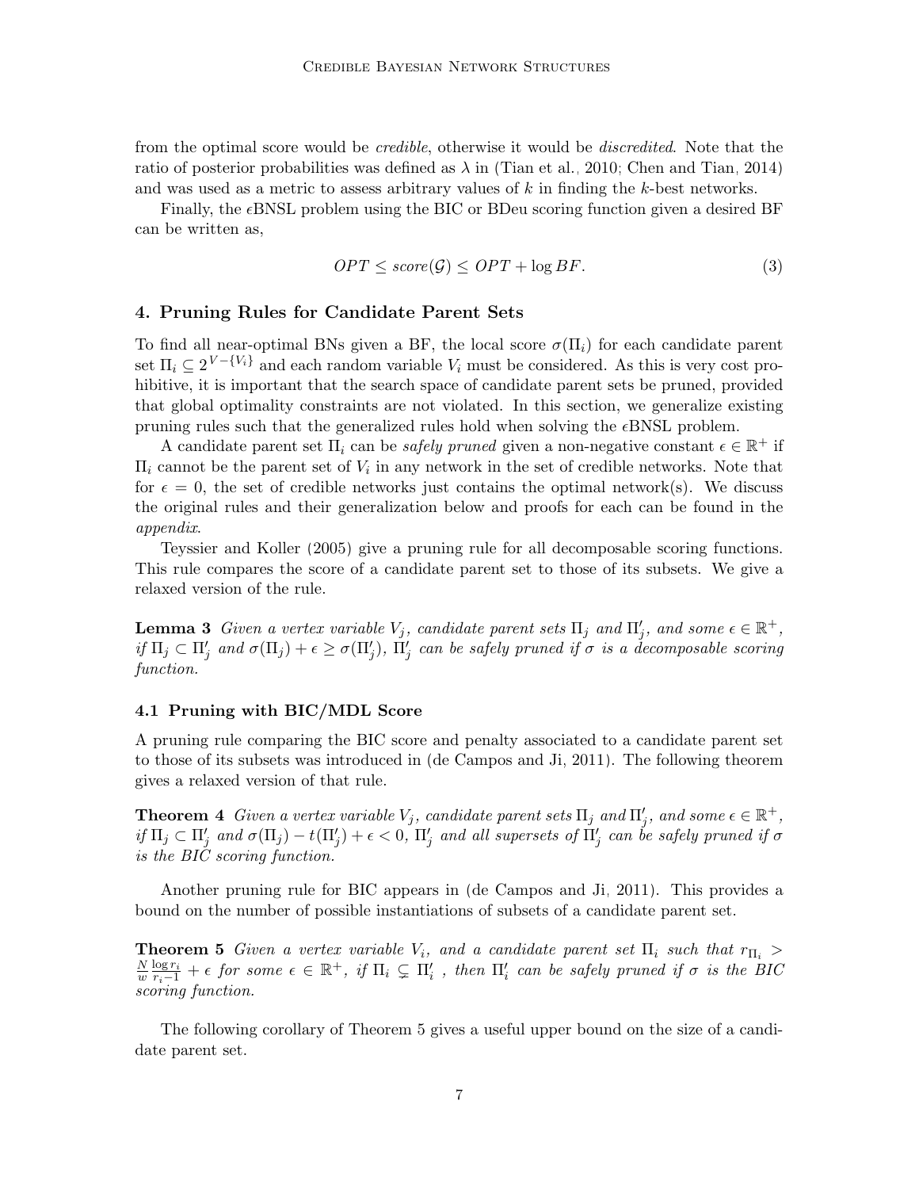from the optimal score would be *credible*, otherwise it would be *discredited*. Note that the ratio of posterior probabilities was defined as $\lambda$ in (Tian et al., 2010; Chen and Tian, 2014) and was used as a metric to assess arbitrary values of $k$ in finding the $k$-best networks.

Finally, the $\epsilon$BNSL problem using the BIC or BDeu scoring function given a desired BF can be written as,

$$OPT \leq score(\mathcal{G}) \leq OPT + \log BF. \tag{3}$$

## 4. Pruning Rules for Candidate Parent Sets

To find all near-optimal BNs given a BF, the local score $\sigma(\Pi_i)$ for each candidate parent set $\Pi_i \subseteq 2^{V-\{V_i\}}$ and each random variable $V_i$ must be considered. As this is very cost prohibitive, it is important that the search space of candidate parent sets be pruned, provided that global optimality constraints are not violated. In this section, we generalize existing pruning rules such that the generalized rules hold when solving the $\epsilon$BNSL problem.

A candidate parent set $\Pi_i$ can be *safely pruned* given a non-negative constant $\epsilon \in \mathbb{R}^+$ if $\Pi_i$ cannot be the parent set of $V_i$ in any network in the set of credible networks. Note that for $\epsilon = 0$, the set of credible networks just contains the optimal network(s). We discuss the original rules and their generalization below and proofs for each can be found in the *appendix*.

Teyssier and Koller (2005) give a pruning rule for all decomposable scoring functions. This rule compares the score of a candidate parent set to those of its subsets. We give a relaxed version of the rule.

**Lemma 3** *Given a vertex variable $V_j$, candidate parent sets $\Pi_j$ and $\Pi'_j$, and some $\epsilon \in \mathbb{R}^+$, if $\Pi_j \subset \Pi'_j$ and $\sigma(\Pi_j) + \epsilon \geq \sigma(\Pi'_j)$, $\Pi'_j$ can be safely pruned if $\sigma$ is a decomposable scoring function.*

### 4.1 Pruning with BIC/MDL Score

A pruning rule comparing the BIC score and penalty associated to a candidate parent set to those of its subsets was introduced in (de Campos and Ji, 2011). The following theorem gives a relaxed version of that rule.

**Theorem 4** *Given a vertex variable $V_j$, candidate parent sets $\Pi_j$ and $\Pi'_j$, and some $\epsilon \in \mathbb{R}^+$, if $\Pi_j \subset \Pi'_j$ and $\sigma(\Pi_j) - t(\Pi'_j) + \epsilon < 0$, $\Pi'_j$ and all supersets of $\Pi'_j$ can be safely pruned if $\sigma$ is the BIC scoring function.*

Another pruning rule for BIC appears in (de Campos and Ji, 2011). This provides a bound on the number of possible instantiations of subsets of a candidate parent set.

**Theorem 5** *Given a vertex variable $V_i$, and a candidate parent set $\Pi_i$ such that $r_{\Pi_i} > \frac{N}{w}\frac{\log r_i}{r_i - 1} + \epsilon$ for some $\epsilon \in \mathbb{R}^+$, if $\Pi_i \subsetneq \Pi'_i$ , then $\Pi'_i$ can be safely pruned if $\sigma$ is the BIC scoring function.*

The following corollary of Theorem 5 gives a useful upper bound on the size of a candidate parent set.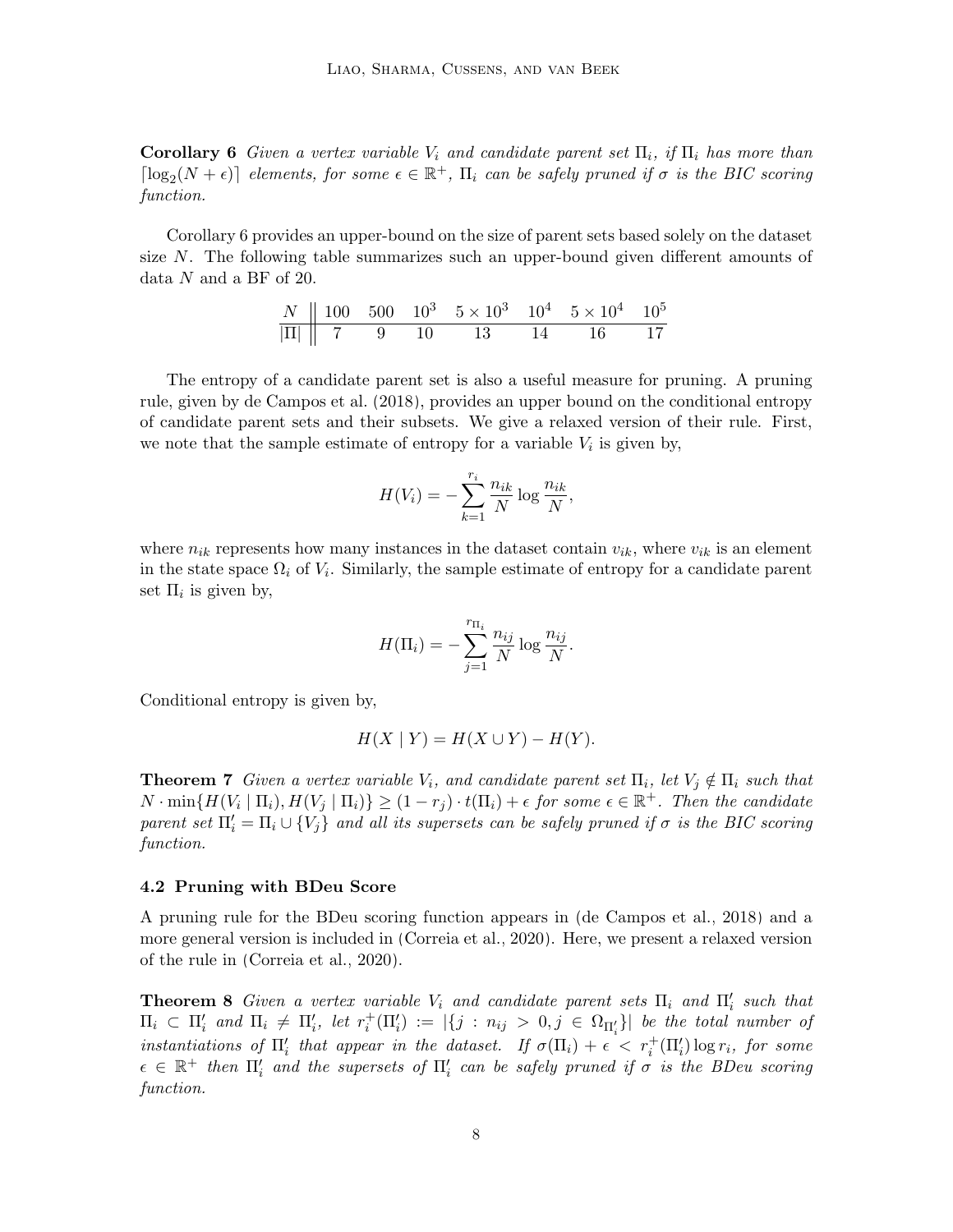**Corollary 6** *Given a vertex variable $V_i$ and candidate parent set $\Pi_i$, if $\Pi_i$ has more than $\lceil \log_2(N + \epsilon) \rceil$ elements, for some $\epsilon \in \mathbb{R}^+$, $\Pi_i$ can be safely pruned if $\sigma$ is the BIC scoring function.*

Corollary 6 provides an upper-bound on the size of parent sets based solely on the dataset size $N$. The following table summarizes such an upper-bound given different amounts of data $N$ and a BF of 20.

| $N$ | 100 | 500 | $10^3$ | $5 \times 10^3$ | $10^4$ | $5 \times 10^4$ | $10^5$ |
|---|---|---|---|---|---|---|---|
| $\lvert\Pi\rvert$ | 7 | 9 | 10 | 13 | 14 | 16 | 17 |

The entropy of a candidate parent set is also a useful measure for pruning. A pruning rule, given by de Campos et al. (2018), provides an upper bound on the conditional entropy of candidate parent sets and their subsets. We give a relaxed version of their rule. First, we note that the sample estimate of entropy for a variable $V_i$ is given by,

$$H(V_i) = -\sum_{k=1}^{r_i} \frac{n_{ik}}{N} \log \frac{n_{ik}}{N},$$

where $n_{ik}$ represents how many instances in the dataset contain $v_{ik}$, where $v_{ik}$ is an element in the state space $\Omega_i$ of $V_i$. Similarly, the sample estimate of entropy for a candidate parent set $\Pi_i$ is given by,

$$H(\Pi_i) = -\sum_{j=1}^{r_{\Pi_i}} \frac{n_{ij}}{N} \log \frac{n_{ij}}{N}.$$

Conditional entropy is given by,

$$H(X \mid Y) = H(X \cup Y) - H(Y).$$

**Theorem 7** *Given a vertex variable $V_i$, and candidate parent set $\Pi_i$, let $V_j \notin \Pi_i$ such that $N \cdot \min\{H(V_i \mid \Pi_i), H(V_j \mid \Pi_i)\} \geq (1 - r_j) \cdot t(\Pi_i) + \epsilon$ for some $\epsilon \in \mathbb{R}^+$. Then the candidate parent set $\Pi'_i = \Pi_i \cup \{V_j\}$ and all its supersets can be safely pruned if $\sigma$ is the BIC scoring function.*

### 4.2 Pruning with BDeu Score

A pruning rule for the BDeu scoring function appears in (de Campos et al., 2018) and a more general version is included in (Correia et al., 2020). Here, we present a relaxed version of the rule in (Correia et al., 2020).

**Theorem 8** *Given a vertex variable $V_i$ and candidate parent sets $\Pi_i$ and $\Pi'_i$ such that $\Pi_i \subset \Pi'_i$ and $\Pi_i \neq \Pi'_i$, let $r_i^+(\Pi'_i) := |\{j : n_{ij} > 0, j \in \Omega_{\Pi'_i}\}|$ be the total number of instantiations of $\Pi'_i$ that appear in the dataset. If $\sigma(\Pi_i) + \epsilon < r_i^+(\Pi'_i) \log r_i$, for some $\epsilon \in \mathbb{R}^+$ then $\Pi'_i$ and the supersets of $\Pi'_i$ can be safely pruned if $\sigma$ is the BDeu scoring function.*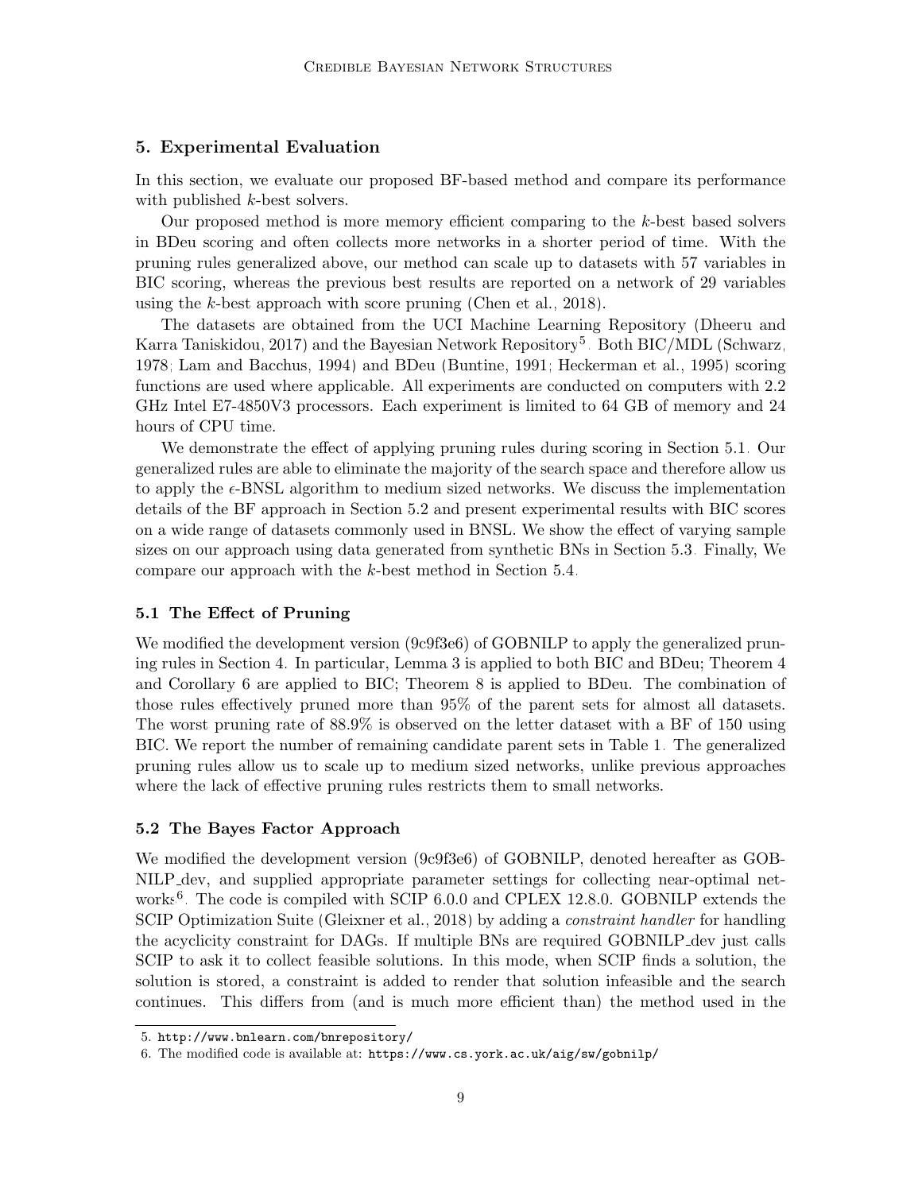## 5. Experimental Evaluation

In this section, we evaluate our proposed BF-based method and compare its performance with published $k$-best solvers.

Our proposed method is more memory efficient comparing to the $k$-best based solvers in BDeu scoring and often collects more networks in a shorter period of time. With the pruning rules generalized above, our method can scale up to datasets with 57 variables in BIC scoring, whereas the previous best results are reported on a network of 29 variables using the $k$-best approach with score pruning (Chen et al., 2018).

The datasets are obtained from the UCI Machine Learning Repository (Dheeru and Karra Taniskidou, 2017) and the Bayesian Network Repository[5]. Both BIC/MDL (Schwarz, 1978; Lam and Bacchus, 1994) and BDeu (Buntine, 1991; Heckerman et al., 1995) scoring functions are used where applicable. All experiments are conducted on computers with 2.2 GHz Intel E7-4850V3 processors. Each experiment is limited to 64 GB of memory and 24 hours of CPU time.

We demonstrate the effect of applying pruning rules during scoring in Section 5.1. Our generalized rules are able to eliminate the majority of the search space and therefore allow us to apply the $\epsilon$-BNSL algorithm to medium sized networks. We discuss the implementation details of the BF approach in Section 5.2 and present experimental results with BIC scores on a wide range of datasets commonly used in BNSL. We show the effect of varying sample sizes on our approach using data generated from synthetic BNs in Section 5.3. Finally, We compare our approach with the $k$-best method in Section 5.4.

### 5.1 The Effect of Pruning

We modified the development version (9c9f3e6) of GOBNILP to apply the generalized pruning rules in Section 4. In particular, Lemma 3 is applied to both BIC and BDeu; Theorem 4 and Corollary 6 are applied to BIC; Theorem 8 is applied to BDeu. The combination of those rules effectively pruned more than 95% of the parent sets for almost all datasets. The worst pruning rate of 88.9% is observed on the letter dataset with a BF of 150 using BIC. We report the number of remaining candidate parent sets in Table 1. The generalized pruning rules allow us to scale up to medium sized networks, unlike previous approaches where the lack of effective pruning rules restricts them to small networks.

### 5.2 The Bayes Factor Approach

We modified the development version (9c9f3e6) of GOBNILP, denoted hereafter as GOBNILP_dev, and supplied appropriate parameter settings for collecting near-optimal networks[6]. The code is compiled with SCIP 6.0.0 and CPLEX 12.8.0. GOBNILP extends the SCIP Optimization Suite (Gleixner et al., 2018) by adding a *constraint handler* for handling the acyclicity constraint for DAGs. If multiple BNs are required GOBNILP_dev just calls SCIP to ask it to collect feasible solutions. In this mode, when SCIP finds a solution, the solution is stored, a constraint is added to render that solution infeasible and the search continues. This differs from (and is much more efficient than) the method used in the

5. http://www.bnlearn.com/bnrepository/

6. The modified code is available at: https://www.cs.york.ac.uk/aig/sw/gobnilp/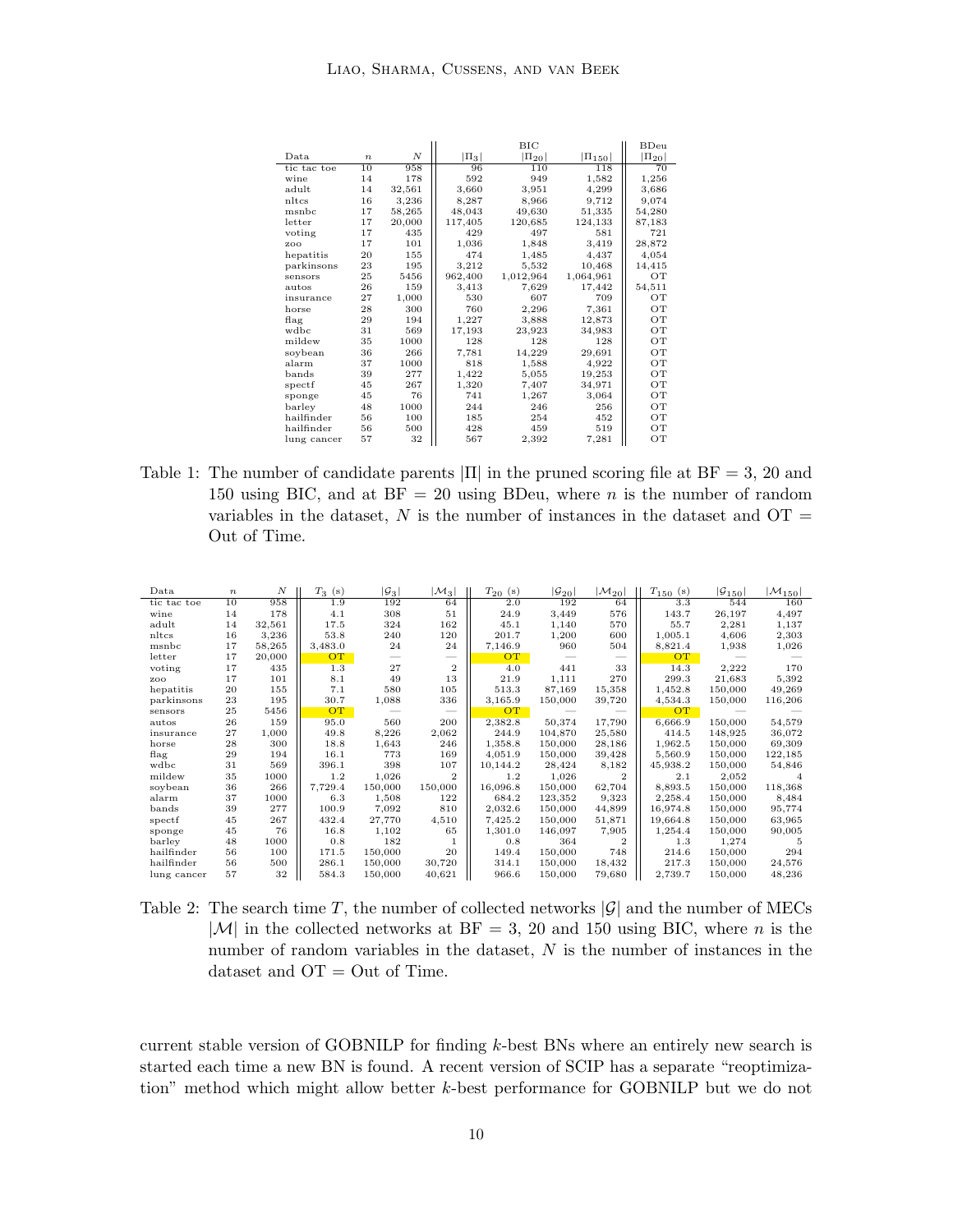| Data | $n$ | $N$ | $\lvert\Pi_3\rvert$ | BIC $\lvert\Pi_{20}\rvert$ | $\lvert\Pi_{150}\rvert$ | BDeu $\lvert\Pi_{20}\rvert$ |
|---|---|---|---|---|---|---|
| tic tac toe | 10 | 958 | 96 | 110 | 118 | 70 |
| wine | 14 | 178 | 592 | 949 | 1,582 | 1,256 |
| adult | 14 | 32,561 | 3,660 | 3,951 | 4,299 | 3,686 |
| nltcs | 16 | 3,236 | 8,287 | 8,966 | 9,712 | 9,074 |
| msnbc | 17 | 58,265 | 48,043 | 49,630 | 51,335 | 54,280 |
| letter | 17 | 20,000 | 117,405 | 120,685 | 124,133 | 87,183 |
| voting | 17 | 435 | 429 | 497 | 581 | 721 |
| zoo | 17 | 101 | 1,036 | 1,848 | 3,419 | 28,872 |
| hepatitis | 20 | 155 | 474 | 1,485 | 4,437 | 4,054 |
| parkinsons | 23 | 195 | 3,212 | 5,532 | 10,468 | 14,415 |
| sensors | 25 | 5456 | 962,400 | 1,012,964 | 1,064,961 | OT |
| autos | 26 | 159 | 3,413 | 7,629 | 17,442 | 54,511 |
| insurance | 27 | 1,000 | 530 | 607 | 709 | OT |
| horse | 28 | 300 | 760 | 2,296 | 7,361 | OT |
| flag | 29 | 194 | 1,227 | 3,888 | 12,873 | OT |
| wdbc | 31 | 569 | 17,193 | 23,923 | 34,983 | OT |
| mildew | 35 | 1000 | 128 | 128 | 128 | OT |
| soybean | 36 | 266 | 7,781 | 14,229 | 29,691 | OT |
| alarm | 37 | 1000 | 818 | 1,588 | 4,922 | OT |
| bands | 39 | 277 | 1,422 | 5,055 | 19,253 | OT |
| spectf | 45 | 267 | 1,320 | 7,407 | 34,971 | OT |
| sponge | 45 | 76 | 741 | 1,267 | 3,064 | OT |
| barley | 48 | 1000 | 244 | 246 | 256 | OT |
| hailfinder | 56 | 100 | 185 | 254 | 452 | OT |
| hailfinder | 56 | 500 | 428 | 459 | 519 | OT |
| lung cancer | 57 | 32 | 567 | 2,392 | 7,281 | OT |

Table 1: The number of candidate parents $\lvert\Pi\rvert$ in the pruned scoring file at BF = 3, 20 and 150 using BIC, and at BF = 20 using BDeu, where $n$ is the number of random variables in the dataset, $N$ is the number of instances in the dataset and OT = Out of Time.

| Data | $n$ | $N$ | $T_3$ (s) | $\lvert\mathcal{G}_3\rvert$ | $\lvert\mathcal{M}_3\rvert$ | $T_{20}$ (s) | $\lvert\mathcal{G}_{20}\rvert$ | $\lvert\mathcal{M}_{20}\rvert$ | $T_{150}$ (s) | $\lvert\mathcal{G}_{150}\rvert$ | $\lvert\mathcal{M}_{150}\rvert$ |
|---|---|---|---|---|---|---|---|---|---|---|---|
| tic tac toe | 10 | 958 | 1.9 | 192 | 64 | 2.0 | 192 | 64 | 3.3 | 544 | 160 |
| wine | 14 | 178 | 4.1 | 308 | 51 | 24.9 | 3,449 | 576 | 143.7 | 26,197 | 4,497 |
| adult | 14 | 32,561 | 17.5 | 324 | 162 | 45.1 | 1,140 | 570 | 55.7 | 2,281 | 1,137 |
| nltcs | 16 | 3,236 | 53.8 | 240 | 120 | 201.7 | 1,200 | 600 | 1,005.1 | 4,606 | 2,303 |
| msnbc | 17 | 58,265 | 3,483.0 | 24 | 24 | 7,146.9 | 960 | 504 | 8,821.4 | 1,938 | 1,026 |
| letter | 17 | 20,000 | OT | — | — | OT | — | — | OT | — | — |
| voting | 17 | 435 | 1.3 | 27 | 2 | 4.0 | 441 | 33 | 14.3 | 2,222 | 170 |
| zoo | 17 | 101 | 8.1 | 49 | 13 | 21.9 | 1,111 | 270 | 299.3 | 21,683 | 5,392 |
| hepatitis | 20 | 155 | 7.1 | 580 | 105 | 513.3 | 87,169 | 15,358 | 1,452.8 | 150,000 | 49,269 |
| parkinsons | 23 | 195 | 30.7 | 1,088 | 336 | 3,165.9 | 150,000 | 39,720 | 4,534.3 | 150,000 | 116,206 |
| sensors | 25 | 5456 | OT | — | — | OT | — | — | OT | — | — |
| autos | 26 | 159 | 95.0 | 560 | 200 | 2,382.8 | 50,374 | 17,790 | 6,666.9 | 150,000 | 54,579 |
| insurance | 27 | 1,000 | 49.8 | 8,226 | 2,062 | 244.9 | 104,870 | 25,580 | 414.5 | 148,925 | 36,072 |
| horse | 28 | 300 | 18.8 | 1,643 | 246 | 1,358.8 | 150,000 | 28,186 | 1,962.5 | 150,000 | 69,309 |
| flag | 29 | 194 | 16.1 | 773 | 169 | 4,051.9 | 150,000 | 39,428 | 5,560.9 | 150,000 | 122,185 |
| wdbc | 31 | 569 | 396.1 | 398 | 107 | 10,144.2 | 28,424 | 8,182 | 45,938.2 | 150,000 | 54,846 |
| mildew | 35 | 1000 | 1.2 | 1,026 | 2 | 1.2 | 1,026 | 2 | 2.1 | 2,052 | 4 |
| soybean | 36 | 266 | 7,729.4 | 150,000 | 150,000 | 16,096.8 | 150,000 | 62,704 | 8,893.5 | 150,000 | 118,368 |
| alarm | 37 | 1000 | 6.3 | 1,508 | 122 | 684.2 | 123,352 | 9,323 | 2,258.4 | 150,000 | 8,484 |
| bands | 39 | 277 | 100.9 | 7,092 | 810 | 2,032.6 | 150,000 | 44,899 | 16,974.8 | 150,000 | 95,774 |
| spectf | 45 | 267 | 432.4 | 27,770 | 4,510 | 7,425.2 | 150,000 | 51,871 | 19,664.8 | 150,000 | 63,965 |
| sponge | 45 | 76 | 16.8 | 1,102 | 65 | 1,301.0 | 146,097 | 7,905 | 1,254.4 | 150,000 | 90,005 |
| barley | 48 | 1000 | 0.8 | 182 | 1 | 0.8 | 364 | 2 | 1.3 | 1,274 | 5 |
| hailfinder | 56 | 100 | 171.5 | 150,000 | 20 | 149.4 | 150,000 | 748 | 214.6 | 150,000 | 294 |
| hailfinder | 56 | 500 | 286.1 | 150,000 | 30,720 | 314.1 | 150,000 | 18,432 | 217.3 | 150,000 | 24,576 |
| lung cancer | 57 | 32 | 584.3 | 150,000 | 40,621 | 966.6 | 150,000 | 79,680 | 2,739.7 | 150,000 | 48,236 |

Table 2: The search time $T$, the number of collected networks $\lvert\mathcal{G}\rvert$ and the number of MECs $\lvert\mathcal{M}\rvert$ in the collected networks at BF = 3, 20 and 150 using BIC, where $n$ is the number of random variables in the dataset, $N$ is the number of instances in the dataset and OT = Out of Time.

current stable version of GOBNILP for finding $k$-best BNs where an entirely new search is started each time a new BN is found. A recent version of SCIP has a separate "reoptimization" method which might allow better $k$-best performance for GOBNILP but we do not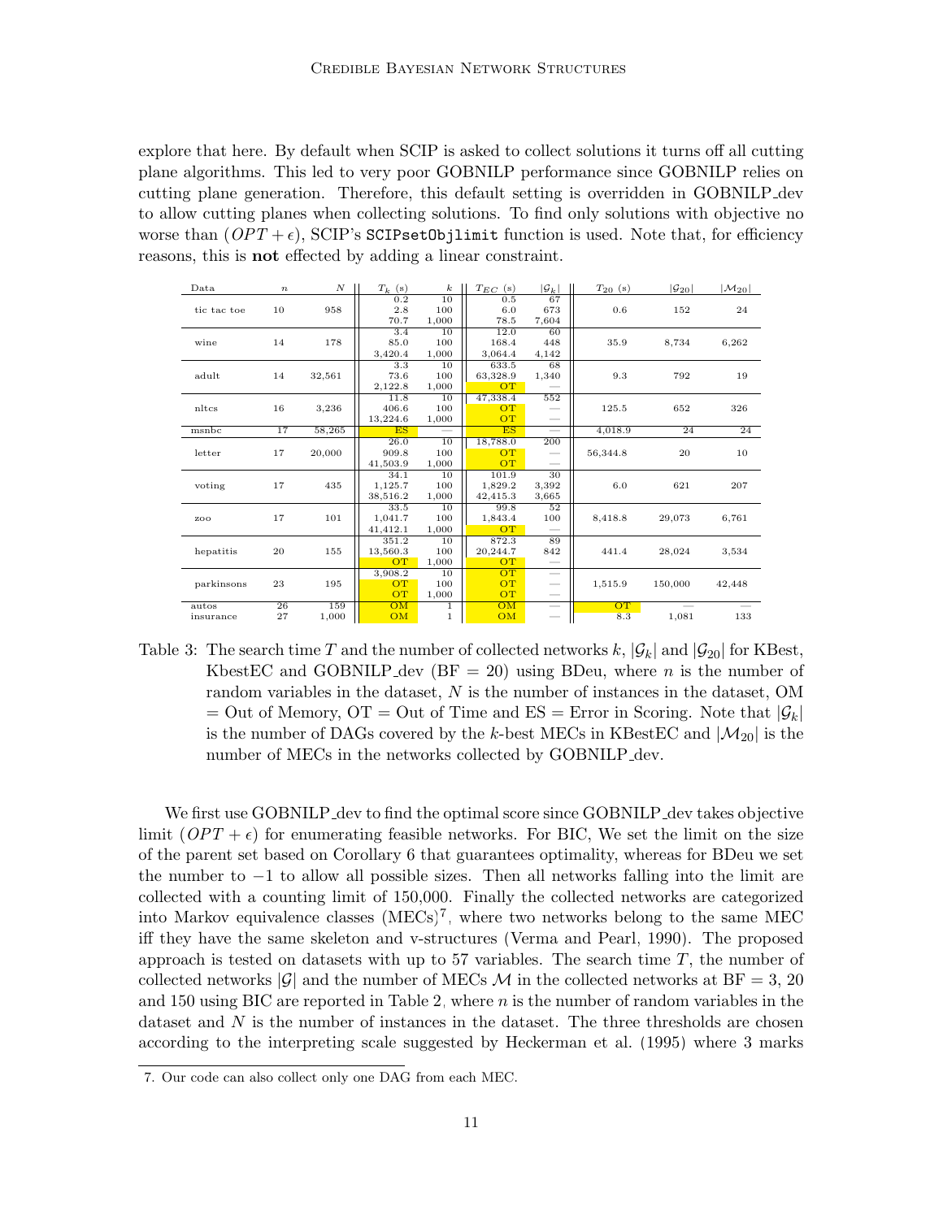explore that here. By default when SCIP is asked to collect solutions it turns off all cutting plane algorithms. This led to very poor GOBNILP performance since GOBNILP relies on cutting plane generation. Therefore, this default setting is overridden in GOBNILP_dev to allow cutting planes when collecting solutions. To find only solutions with objective no worse than $(OPT + \epsilon)$, SCIP's `SCIPsetObjlimit` function is used. Note that, for efficiency reasons, this is **not** effected by adding a linear constraint.

| Data | $n$ | $N$ | $T_k$ (s) | $k$ | $T_{EC}$ (s) | $\|\mathcal{G}_k\|$ | $T_{20}$ (s) | $\|\mathcal{G}_{20}\|$ | $\|\mathcal{M}_{20}\|$ |
|---|---|---|---|---|---|---|---|---|---|
| tic tac toe | 10 | 958 | 0.2 | 10 | 0.5 | 67 | 0.6 | 152 | 24 |
| | | | 2.8 | 100 | 6.0 | 673 | | | |
| | | | 70.7 | 1,000 | 78.5 | 7,604 | | | |
| wine | 14 | 178 | 3.4 | 10 | 12.0 | 60 | 35.9 | 8,734 | 6,262 |
| | | | 85.0 | 100 | 168.4 | 448 | | | |
| | | | 3,420.4 | 1,000 | 3,064.4 | 4,142 | | | |
| adult | 14 | 32,561 | 3.3 | 10 | 633.5 | 68 | 9.3 | 792 | 19 |
| | | | 73.6 | 100 | 63,328.9 | 1,340 | | | |
| | | | 2,122.8 | 1,000 | OT | — | | | |
| nltcs | 16 | 3,236 | 11.8 | 10 | 47,338.4 | 552 | 125.5 | 652 | 326 |
| | | | 406.6 | 100 | OT | — | | | |
| | | | 13,224.6 | 1,000 | OT | — | | | |
| msnbc | 17 | 58,265 | ES | — | ES | — | 4,018.9 | 24 | 24 |
| letter | 17 | 20,000 | 26.0 | 10 | 18,788.0 | 200 | 56,344.8 | 20 | 10 |
| | | | 909.8 | 100 | OT | — | | | |
| | | | 41,503.9 | 1,000 | OT | — | | | |
| voting | 17 | 435 | 34.1 | 10 | 101.9 | 30 | 6.0 | 621 | 207 |
| | | | 1,125.7 | 100 | 1,829.2 | 3,392 | | | |
| | | | 38,516.2 | 1,000 | 42,415.3 | 3,665 | | | |
| zoo | 17 | 101 | 33.5 | 10 | 99.8 | 52 | 8,418.8 | 29,073 | 6,761 |
| | | | 1,041.7 | 100 | 1,843.4 | 100 | | | |
| | | | 41,412.1 | 1,000 | OT | — | | | |
| hepatitis | 20 | 155 | 351.2 | 10 | 872.3 | 89 | 441.4 | 28,024 | 3,534 |
| | | | 13,560.3 | 100 | 20,244.7 | 842 | | | |
| | | | OT | 1,000 | OT | — | | | |
| parkinsons | 23 | 195 | 3,908.2 | 10 | OT | — | 1,515.9 | 150,000 | 42,448 |
| | | | OT | 100 | OT | — | | | |
| | | | OT | 1,000 | OT | — | | | |
| autos | 26 | 159 | OM | 1 | OM | — | OT | — | — |
| insurance | 27 | 1,000 | OM | 1 | OM | — | 8.3 | 1,081 | 133 |

Table 3: The search time $T$ and the number of collected networks $k$, $|\mathcal{G}_k|$ and $|\mathcal{G}_{20}|$ for KBest, KbestEC and GOBNILP_dev (BF = 20) using BDeu, where $n$ is the number of random variables in the dataset, $N$ is the number of instances in the dataset, OM = Out of Memory, OT = Out of Time and ES = Error in Scoring. Note that $|\mathcal{G}_k|$ is the number of DAGs covered by the $k$-best MECs in KBestEC and $|\mathcal{M}_{20}|$ is the number of MECs in the networks collected by GOBNILP_dev.

We first use GOBNILP_dev to find the optimal score since GOBNILP_dev takes objective limit $(OPT + \epsilon)$ for enumerating feasible networks. For BIC, We set the limit on the size of the parent set based on Corollary 6 that guarantees optimality, whereas for BDeu we set the number to $-1$ to allow all possible sizes. Then all networks falling into the limit are collected with a counting limit of 150,000. Finally the collected networks are categorized into Markov equivalence classes (MECs)[7], where two networks belong to the same MEC iff they have the same skeleton and v-structures (Verma and Pearl, 1990). The proposed approach is tested on datasets with up to 57 variables. The search time $T$, the number of collected networks $|\mathcal{G}|$ and the number of MECs $\mathcal{M}$ in the collected networks at BF = 3, 20 and 150 using BIC are reported in Table 2, where $n$ is the number of random variables in the dataset and $N$ is the number of instances in the dataset. The three thresholds are chosen according to the interpreting scale suggested by Heckerman et al. (1995) where 3 marks

7. Our code can also collect only one DAG from each MEC.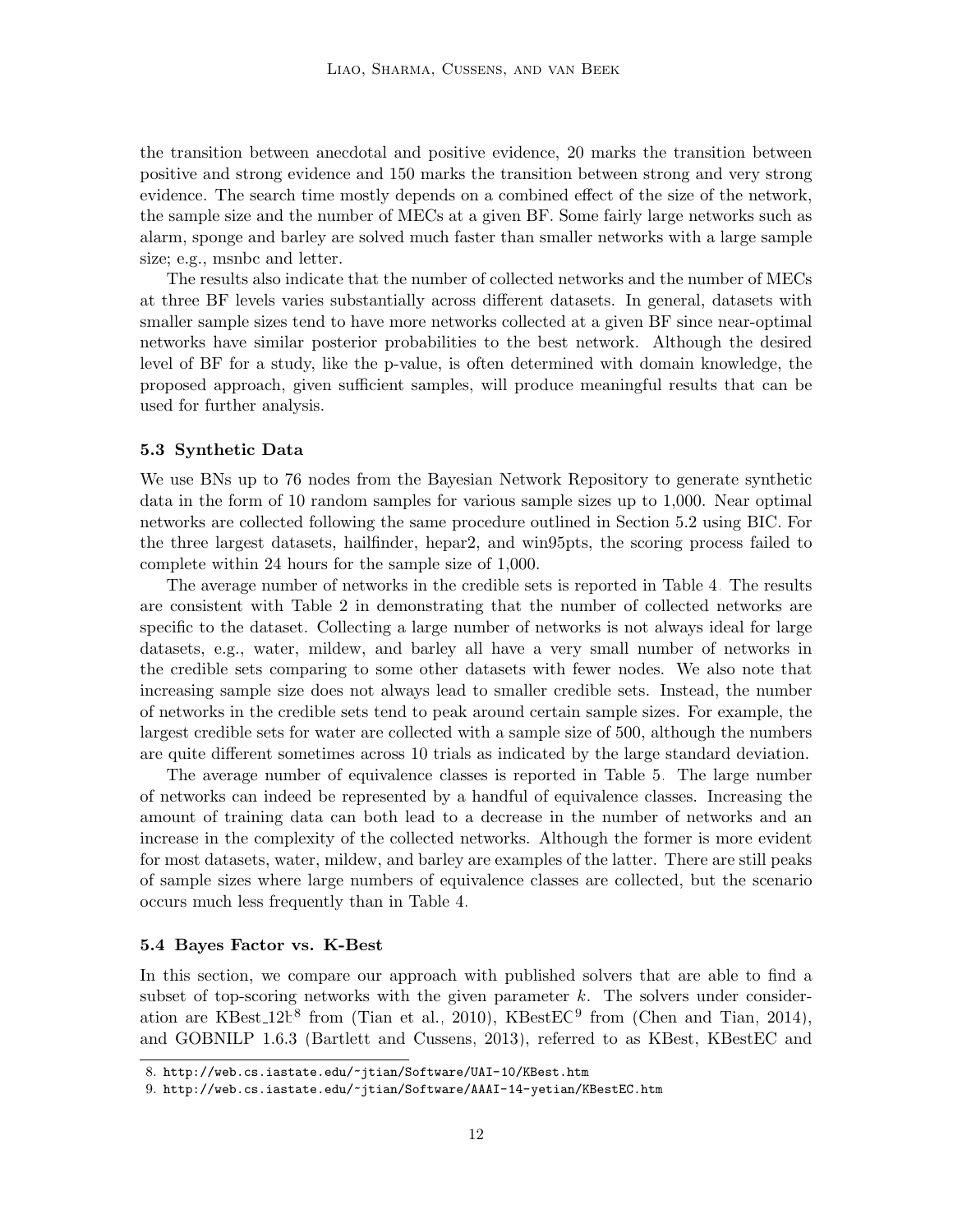the transition between anecdotal and positive evidence, 20 marks the transition between positive and strong evidence and 150 marks the transition between strong and very strong evidence. The search time mostly depends on a combined effect of the size of the network, the sample size and the number of MECs at a given BF. Some fairly large networks such as alarm, sponge and barley are solved much faster than smaller networks with a large sample size; e.g., msnbc and letter.

The results also indicate that the number of collected networks and the number of MECs at three BF levels varies substantially across different datasets. In general, datasets with smaller sample sizes tend to have more networks collected at a given BF since near-optimal networks have similar posterior probabilities to the best network. Although the desired level of BF for a study, like the p-value, is often determined with domain knowledge, the proposed approach, given sufficient samples, will produce meaningful results that can be used for further analysis.

### 5.3 Synthetic Data

We use BNs up to 76 nodes from the Bayesian Network Repository to generate synthetic data in the form of 10 random samples for various sample sizes up to 1,000. Near optimal networks are collected following the same procedure outlined in Section 5.2 using BIC. For the three largest datasets, hailfinder, hepar2, and win95pts, the scoring process failed to complete within 24 hours for the sample size of 1,000.

The average number of networks in the credible sets is reported in Table 4. The results are consistent with Table 2 in demonstrating that the number of collected networks are specific to the dataset. Collecting a large number of networks is not always ideal for large datasets, e.g., water, mildew, and barley all have a very small number of networks in the credible sets comparing to some other datasets with fewer nodes. We also note that increasing sample size does not always lead to smaller credible sets. Instead, the number of networks in the credible sets tend to peak around certain sample sizes. For example, the largest credible sets for water are collected with a sample size of 500, although the numbers are quite different sometimes across 10 trials as indicated by the large standard deviation.

The average number of equivalence classes is reported in Table 5. The large number of networks can indeed be represented by a handful of equivalence classes. Increasing the amount of training data can both lead to a decrease in the number of networks and an increase in the complexity of the collected networks. Although the former is more evident for most datasets, water, mildew, and barley are examples of the latter. There are still peaks of sample sizes where large numbers of equivalence classes are collected, but the scenario occurs much less frequently than in Table 4.

### 5.4 Bayes Factor vs. K-Best

In this section, we compare our approach with published solvers that are able to find a subset of top-scoring networks with the given parameter $k$. The solvers under consideration are KBest_12b[8] from (Tian et al., 2010), KBestEC[9] from (Chen and Tian, 2014), and GOBNILP 1.6.3 (Bartlett and Cussens, 2013), referred to as KBest, KBestEC and

8. http://web.cs.iastate.edu/~jtian/Software/UAI-10/KBest.htm
9. http://web.cs.iastate.edu/~jtian/Software/AAAI-14-yetian/KBestEC.htm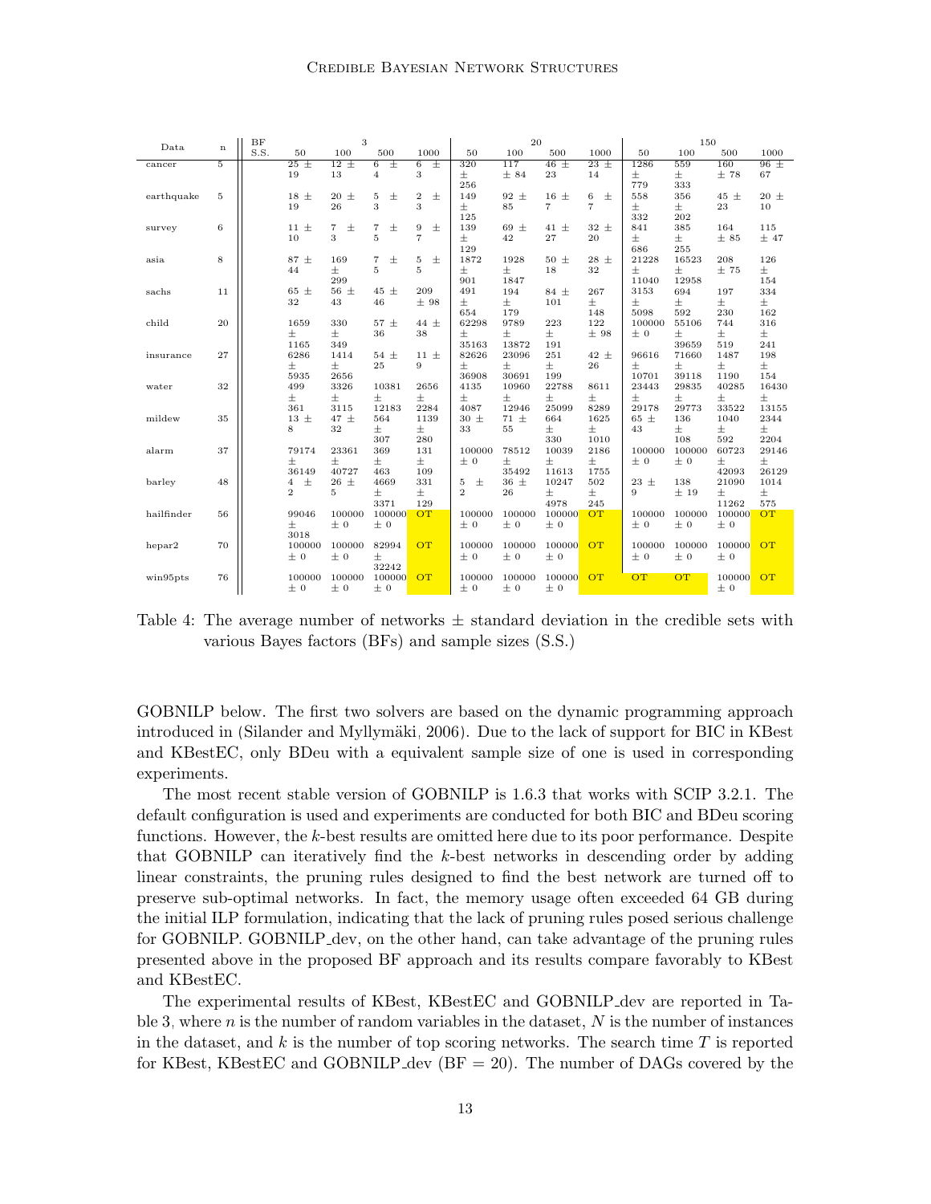| Data | n | BF | 3 | | | | 20 | | | | 150 | | | |
|---|---|---|---|---|---|---|---|---|---|---|---|---|---|---|
| | | S.S. | 50 | 100 | 500 | 1000 | 50 | 100 | 500 | 1000 | 50 | 100 | 500 | 1000 |
| cancer | 5 | | 25 ± 19 | 12 ± 13 | 6 ± 4 | 6 ± 3 | 320 ± 256 | 117 ± 84 | 46 ± 23 | 23 ± 14 | 1286 ± 779 | 559 ± 333 | 160 ± 78 | 96 ± 67 |
| earthquake | 5 | | 18 ± 19 | 20 ± 26 | 5 ± 3 | 2 ± 3 | 149 ± 125 | 92 ± 85 | 16 ± 7 | 6 ± 7 | 558 ± 332 | 356 ± 202 | 45 ± 23 | 20 ± 10 |
| survey | 6 | | 11 ± 10 | 7 ± 3 | 7 ± 5 | 9 ± 7 | 139 ± 129 | 69 ± 42 | 41 ± 27 | 32 ± 20 | 841 ± 686 | 385 ± 255 | 164 ± 85 | 115 ± 47 |
| asia | 8 | | 87 ± 44 | 169 ± 299 | 7 ± 5 | 5 ± 5 | 1872 ± 901 | 1928 ± 1847 | 50 ± 18 | 28 ± 32 | 21228 ± 11040 | 16523 ± 12958 | 208 ± 75 | 126 ± 154 |
| sachs | 11 | | 65 ± 32 | 56 ± 43 | 45 ± 46 | 209 ± 98 | 491 ± 654 | 194 ± 179 | 84 ± 101 | 267 ± 148 | 3153 ± 5098 | 694 ± 592 | 197 ± 230 | 334 ± 162 |
| child | 20 | | 1659 ± 1165 | 330 ± 349 | 57 ± 36 | 44 ± 38 | 62298 ± 35163 | 9789 ± 13872 | 223 ± 191 | 122 ± 98 | 100000 ± 0 | 55106 ± 39659 | 744 ± 519 | 316 ± 241 |
| insurance | 27 | | 6286 ± 5935 | 1414 ± 2656 | 54 ± 25 | 11 ± 9 | 82626 ± 36908 | 23096 ± 30691 | 251 ± 199 | 42 ± 26 | 96616 ± 10701 | 71660 ± 39118 | 1487 ± 1190 | 198 ± 154 |
| water | 32 | | 499 ± 361 | 3326 ± 3115 | 10381 ± 12183 | 2656 ± 2284 | 4135 ± 4087 | 10960 ± 12946 | 22788 ± 25099 | 8611 ± 8289 | 23443 ± 29178 | 29835 ± 29773 | 40285 ± 33522 | 16430 ± 13155 |
| mildew | 35 | | 13 ± 8 | 47 ± 32 | 564 ± 307 | 1139 ± 280 | 30 ± 33 | 71 ± 55 | 664 ± 330 | 1625 ± 1010 | 65 ± 43 | 136 ± 108 | 1040 ± 592 | 2344 ± 2204 |
| alarm | 37 | | 79174 ± 36149 | 23361 ± 40727 | 369 ± 463 | 131 ± 109 | 100000 ± 0 | 78512 ± 35492 | 10039 ± 11613 | 2186 ± 1755 | 100000 ± 0 | 100000 ± 0 | 60723 ± 42093 | 29146 ± 26129 |
| barley | 48 | | 4 ± 2 | 26 ± 5 | 4669 ± 3371 | 331 ± 129 | 5 ± 2 | 36 ± 26 | 10247 ± 4978 | 502 ± 245 | 23 ± 9 | 138 ± 19 | 21090 ± 11262 | 1014 ± 575 |
| hailfinder | 56 | | 99046 ± 3018 | 100000 ± 0 | 100000 ± 0 | OT | 100000 ± 0 | 100000 ± 0 | 100000 ± 0 | OT | 100000 ± 0 | 100000 ± 0 | 100000 ± 0 | OT |
| hepar2 | 70 | | 100000 ± 0 | 100000 ± 0 | 82994 ± 32242 | OT | 100000 ± 0 | 100000 ± 0 | 100000 ± 0 | OT | 100000 ± 0 | 100000 ± 0 | 100000 ± 0 | OT |
| win95pts | 76 | | 100000 ± 0 | 100000 ± 0 | 100000 ± 0 | OT | 100000 ± 0 | 100000 ± 0 | 100000 ± 0 | OT | OT | OT | 100000 ± 0 | OT |

Table 4: The average number of networks ± standard deviation in the credible sets with various Bayes factors (BFs) and sample sizes (S.S.)

GOBNILP below. The first two solvers are based on the dynamic programming approach introduced in (Silander and Myllymäki, 2006). Due to the lack of support for BIC in KBest and KBestEC, only BDeu with a equivalent sample size of one is used in corresponding experiments.

The most recent stable version of GOBNILP is 1.6.3 that works with SCIP 3.2.1. The default configuration is used and experiments are conducted for both BIC and BDeu scoring functions. However, the $k$-best results are omitted here due to its poor performance. Despite that GOBNILP can iteratively find the $k$-best networks in descending order by adding linear constraints, the pruning rules designed to find the best network are turned off to preserve sub-optimal networks. In fact, the memory usage often exceeded 64 GB during the initial ILP formulation, indicating that the lack of pruning rules posed serious challenge for GOBNILP. GOBNILP_dev, on the other hand, can take advantage of the pruning rules presented above in the proposed BF approach and its results compare favorably to KBest and KBestEC.

The experimental results of KBest, KBestEC and GOBNILP_dev are reported in Table 3, where $n$ is the number of random variables in the dataset, $N$ is the number of instances in the dataset, and $k$ is the number of top scoring networks. The search time $T$ is reported for KBest, KBestEC and GOBNILP_dev (BF = 20). The number of DAGs covered by the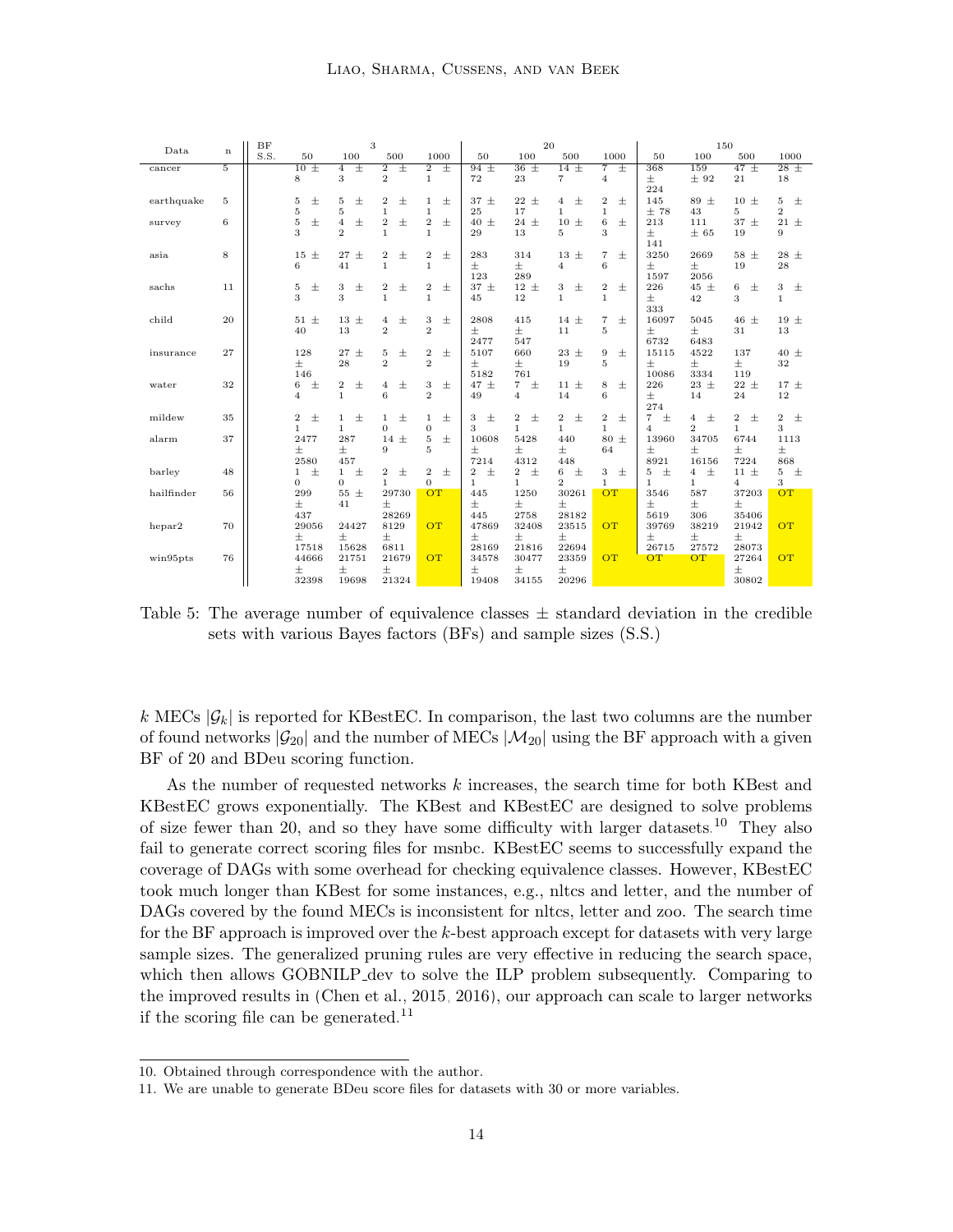| Data | n | BF | 3 | | | | 20 | | | | 150 | | | |
|---|---|---|---|---|---|---|---|---|---|---|---|---|---|---|
| | | S.S. | 50 | 100 | 500 | 1000 | 50 | 100 | 500 | 1000 | 50 | 100 | 500 | 1000 |
| cancer | 5 | | 10 ± 8 | 4 ± 3 | 2 ± 2 | 2 ± 1 | 94 ± 72 | 36 ± 23 | 14 ± 7 | 7 ± 4 | 368 ± 224 | 159 ± 92 | 47 ± 21 | 28 ± 18 |
| earthquake | 5 | | 5 ± 5 | 5 ± 5 | 2 ± 1 | 1 ± 1 | 37 ± 25 | 22 ± 17 | 4 ± 1 | 2 ± 1 | 145 ± 78 | 89 ± 43 | 10 ± 5 | 5 ± 2 |
| survey | 6 | | 5 ± 3 | 4 ± 2 | 2 ± 1 | 2 ± 1 | 40 ± 29 | 24 ± 13 | 10 ± 5 | 6 ± 3 | 213 ± 141 | 111 ± 65 | 37 ± 19 | 21 ± 9 |
| asia | 8 | | 15 ± 6 | 27 ± 41 | 2 ± 1 | 2 ± 1 | 283 ± 123 | 314 ± 289 | 13 ± 4 | 7 ± 6 | 3250 ± 1597 | 2669 ± 2056 | 58 ± 19 | 28 ± 28 |
| sachs | 11 | | 5 ± 3 | 3 ± 3 | 2 ± 1 | 2 ± 1 | 37 ± 45 | 12 ± 12 | 3 ± 1 | 2 ± 1 | 226 ± 333 | 45 ± 42 | 6 ± 3 | 3 ± 1 |
| child | 20 | | 51 ± 40 | 13 ± 13 | 4 ± 2 | 3 ± 2 | 2808 ± 2477 | 415 ± 547 | 14 ± 11 | 7 ± 5 | 16097 ± 6732 | 5045 ± 6483 | 46 ± 31 | 19 ± 13 |
| insurance | 27 | | 128 ± 146 | 27 ± 28 | 5 ± 2 | 2 ± 2 | 5107 ± 5182 | 660 ± 761 | 23 ± 19 | 9 ± 5 | 15115 ± 10086 | 4522 ± 3334 | 137 ± 119 | 40 ± 32 |
| water | 32 | | 6 ± 4 | 2 ± 1 | 4 ± 6 | 3 ± 2 | 47 ± 49 | 7 ± 4 | 11 ± 14 | 8 ± 6 | 226 ± 274 | 23 ± 14 | 22 ± 24 | 17 ± 12 |
| mildew | 35 | | 2 ± 1 | 1 ± 1 | 1 ± 0 | 1 ± 0 | 3 ± 3 | 2 ± 1 | 2 ± 1 | 2 ± 1 | 7 ± 4 | 4 ± 2 | 2 ± 1 | 2 ± 3 |
| alarm | 37 | | 2477 ± 2580 | 287 ± 457 | 14 ± 9 | 5 ± 5 | 10608 ± 7214 | 5428 ± 4312 | 440 ± 448 | 80 ± 64 | 13960 ± 8921 | 34705 ± 16156 | 6744 ± 7224 | 1113 ± 868 |
| barley | 48 | | 1 ± 0 | 1 ± 0 | 2 ± 1 | 2 ± 0 | 2 ± 1 | 2 ± 1 | 6 ± 2 | 3 ± 1 | 5 ± 1 | 4 ± 1 | 11 ± 4 | 5 ± 3 |
| hailfinder | 56 | | 299 ± 437 | 55 ± 41 | 29730 ± 28269 | OT | 445 ± 445 | 1250 ± 2758 | 30261 ± 28182 | OT | 3546 ± 5619 | 587 ± 306 | 37203 ± 35406 | OT |
| hepar2 | 70 | | 29056 ± 17518 | 24427 ± 15628 | 8129 ± 6811 | OT | 47869 ± 28169 | 32408 ± 21816 | 23515 ± 22694 | OT | 39769 ± 26715 | 38219 ± 27572 | 21942 ± 28073 | OT |
| win95pts | 76 | | 44666 ± 32398 | 21751 ± 19698 | 21679 ± 21324 | OT | 34578 ± 19408 | 30477 ± 34155 | 23359 ± 20296 | OT | OT | OT | 27264 ± 30802 | OT |

Table 5: The average number of equivalence classes ± standard deviation in the credible sets with various Bayes factors (BFs) and sample sizes (S.S.)

$k$ MECs $|\mathcal{G}_k|$ is reported for KBestEC. In comparison, the last two columns are the number of found networks $|\mathcal{G}_{20}|$ and the number of MECs $|\mathcal{M}_{20}|$ using the BF approach with a given BF of 20 and BDeu scoring function.

As the number of requested networks $k$ increases, the search time for both KBest and KBestEC grows exponentially. The KBest and KBestEC are designed to solve problems of size fewer than 20, and so they have some difficulty with larger datasets.[10] They also fail to generate correct scoring files for msnbc. KBestEC seems to successfully expand the coverage of DAGs with some overhead for checking equivalence classes. However, KBestEC took much longer than KBest for some instances, e.g., nltcs and letter, and the number of DAGs covered by the found MECs is inconsistent for nltcs, letter and zoo. The search time for the BF approach is improved over the $k$-best approach except for datasets with very large sample sizes. The generalized pruning rules are very effective in reducing the search space, which then allows GOBNILP_dev to solve the ILP problem subsequently. Comparing to the improved results in (Chen et al., 2015, 2016), our approach can scale to larger networks if the scoring file can be generated.[11]

10. Obtained through correspondence with the author.

11. We are unable to generate BDeu score files for datasets with 30 or more variables.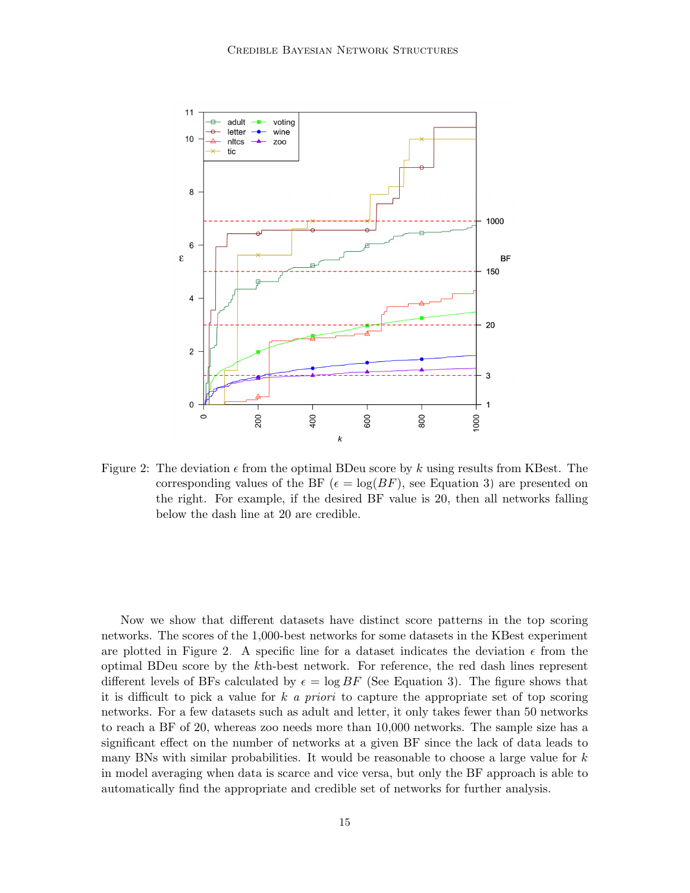Figure 2: The deviation $\epsilon$ from the optimal BDeu score by $k$ using results from KBest. The corresponding values of the BF ($\epsilon = \log(BF)$, see Equation 3) are presented on the right. For example, if the desired BF value is 20, then all networks falling below the dash line at 20 are credible.

Now we show that different datasets have distinct score patterns in the top scoring networks. The scores of the 1,000-best networks for some datasets in the KBest experiment are plotted in Figure 2. A specific line for a dataset indicates the deviation $\epsilon$ from the optimal BDeu score by the $k$th-best network. For reference, the red dash lines represent different levels of BFs calculated by $\epsilon = \log BF$ (See Equation 3). The figure shows that it is difficult to pick a value for $k$ *a priori* to capture the appropriate set of top scoring networks. For a few datasets such as adult and letter, it only takes fewer than 50 networks to reach a BF of 20, whereas zoo needs more than 10,000 networks. The sample size has a significant effect on the number of networks at a given BF since the lack of data leads to many BNs with similar probabilities. It would be reasonable to choose a large value for $k$ in model averaging when data is scarce and vice versa, but only the BF approach is able to automatically find the appropriate and credible set of networks for further analysis.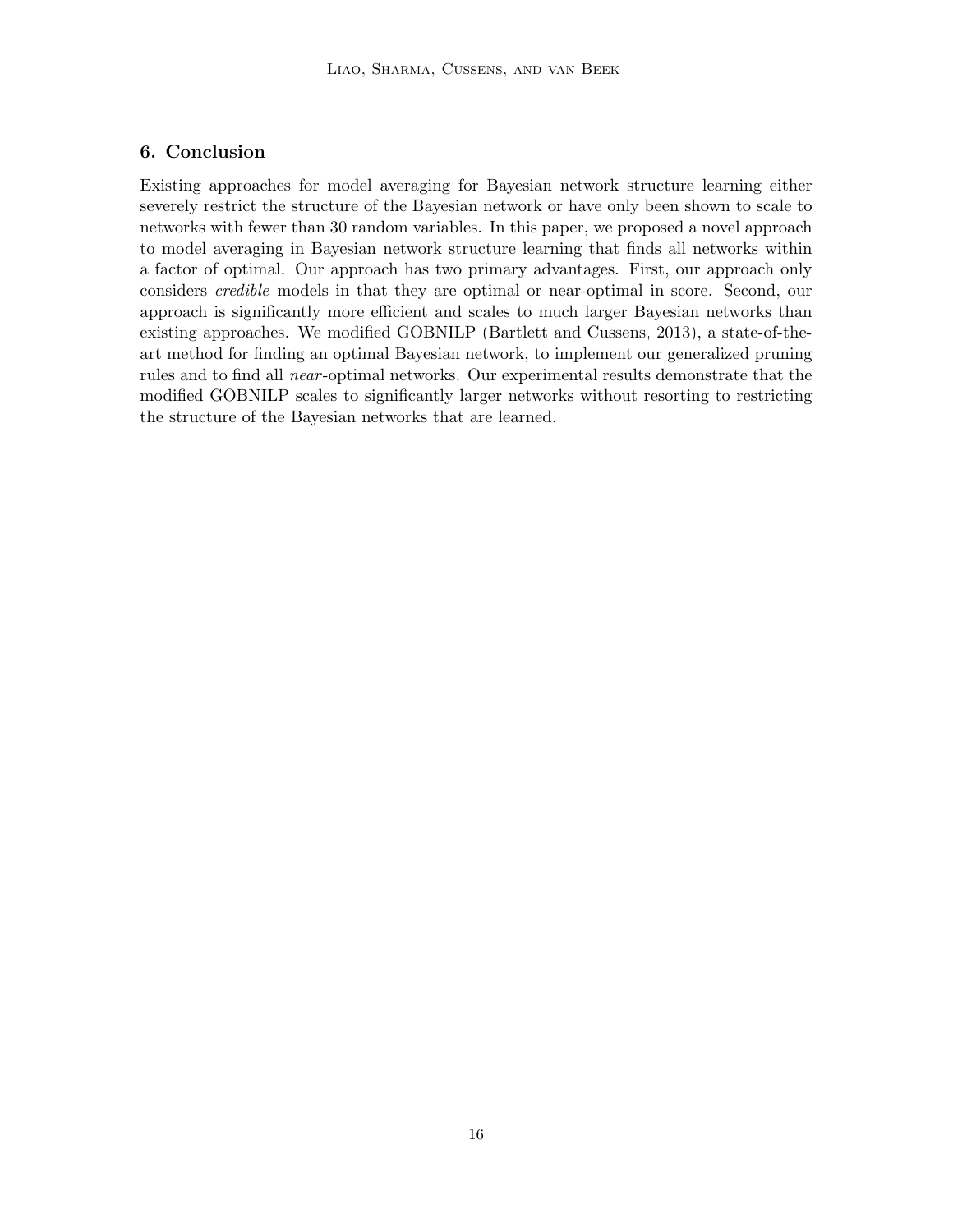## 6. Conclusion

Existing approaches for model averaging for Bayesian network structure learning either severely restrict the structure of the Bayesian network or have only been shown to scale to networks with fewer than 30 random variables. In this paper, we proposed a novel approach to model averaging in Bayesian network structure learning that finds all networks within a factor of optimal. Our approach has two primary advantages. First, our approach only considers *credible* models in that they are optimal or near-optimal in score. Second, our approach is significantly more efficient and scales to much larger Bayesian networks than existing approaches. We modified GOBNILP (Bartlett and Cussens, 2013), a state-of-the-art method for finding an optimal Bayesian network, to implement our generalized pruning rules and to find all *near*-optimal networks. Our experimental results demonstrate that the modified GOBNILP scales to significantly larger networks without resorting to restricting the structure of the Bayesian networks that are learned.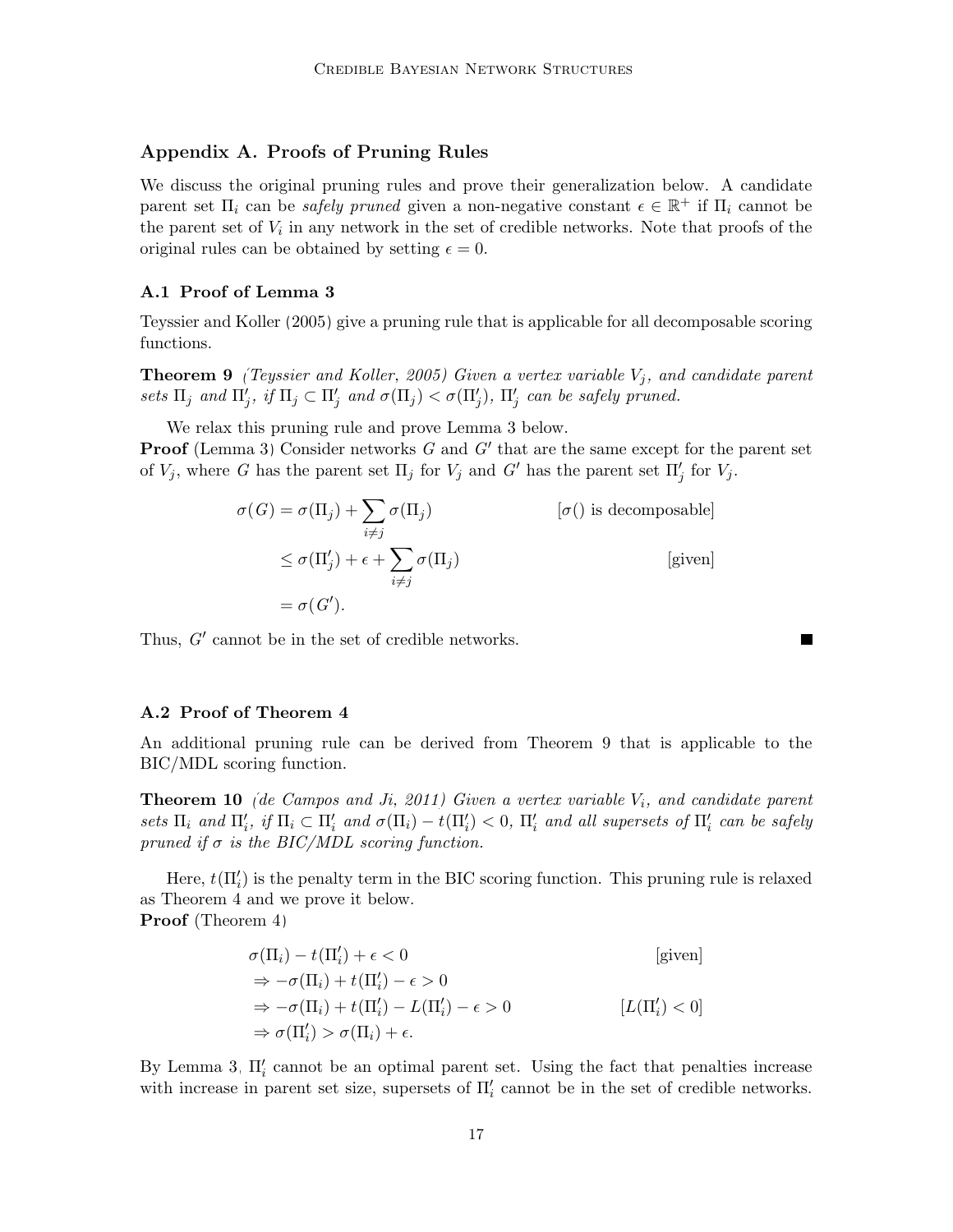## Appendix A. Proofs of Pruning Rules

We discuss the original pruning rules and prove their generalization below. A candidate parent set $\Pi_i$ can be *safely pruned* given a non-negative constant $\epsilon \in \mathbb{R}^+$ if $\Pi_i$ cannot be the parent set of $V_i$ in any network in the set of credible networks. Note that proofs of the original rules can be obtained by setting $\epsilon = 0$.

### A.1 Proof of Lemma 3

Teyssier and Koller (2005) give a pruning rule that is applicable for all decomposable scoring functions.

**Theorem 9** *(Teyssier and Koller, 2005) Given a vertex variable $V_j$, and candidate parent sets $\Pi_j$ and $\Pi'_j$, if $\Pi_j \subset \Pi'_j$ and $\sigma(\Pi_j) < \sigma(\Pi'_j)$, $\Pi'_j$ can be safely pruned.*

We relax this pruning rule and prove Lemma 3 below.

**Proof** (Lemma 3) Consider networks $G$ and $G'$ that are the same except for the parent set of $V_j$, where $G$ has the parent set $\Pi_j$ for $V_j$ and $G'$ has the parent set $\Pi'_j$ for $V_j$.

$$
\begin{aligned}
\sigma(G) &= \sigma(\Pi_j) + \sum_{i \neq j} \sigma(\Pi_j) && [\sigma() \text{ is decomposable}] \\
&\leq \sigma(\Pi'_j) + \epsilon + \sum_{i \neq j} \sigma(\Pi_j) && [\text{given}] \\
&= \sigma(G').
\end{aligned}
$$

Thus, $G'$ cannot be in the set of credible networks. ∎

### A.2 Proof of Theorem 4

An additional pruning rule can be derived from Theorem 9 that is applicable to the BIC/MDL scoring function.

**Theorem 10** *(de Campos and Ji, 2011) Given a vertex variable $V_i$, and candidate parent sets $\Pi_i$ and $\Pi'_i$, if $\Pi_i \subset \Pi'_i$ and $\sigma(\Pi_i) - t(\Pi'_i) < 0$, $\Pi'_i$ and all supersets of $\Pi'_i$ can be safely pruned if $\sigma$ is the BIC/MDL scoring function.*

Here, $t(\Pi'_i)$ is the penalty term in the BIC scoring function. This pruning rule is relaxed as Theorem 4 and we prove it below.

**Proof** (Theorem 4)

$$
\begin{aligned}
&\sigma(\Pi_i) - t(\Pi'_i) + \epsilon < 0 && [\text{given}] \\
&\Rightarrow -\sigma(\Pi_i) + t(\Pi'_i) - \epsilon > 0 \\
&\Rightarrow -\sigma(\Pi_i) + t(\Pi'_i) - L(\Pi'_i) - \epsilon > 0 && [L(\Pi'_i) < 0] \\
&\Rightarrow \sigma(\Pi'_i) > \sigma(\Pi_i) + \epsilon.
\end{aligned}
$$

By Lemma 3, $\Pi'_i$ cannot be an optimal parent set. Using the fact that penalties increase with increase in parent set size, supersets of $\Pi'_i$ cannot be in the set of credible networks.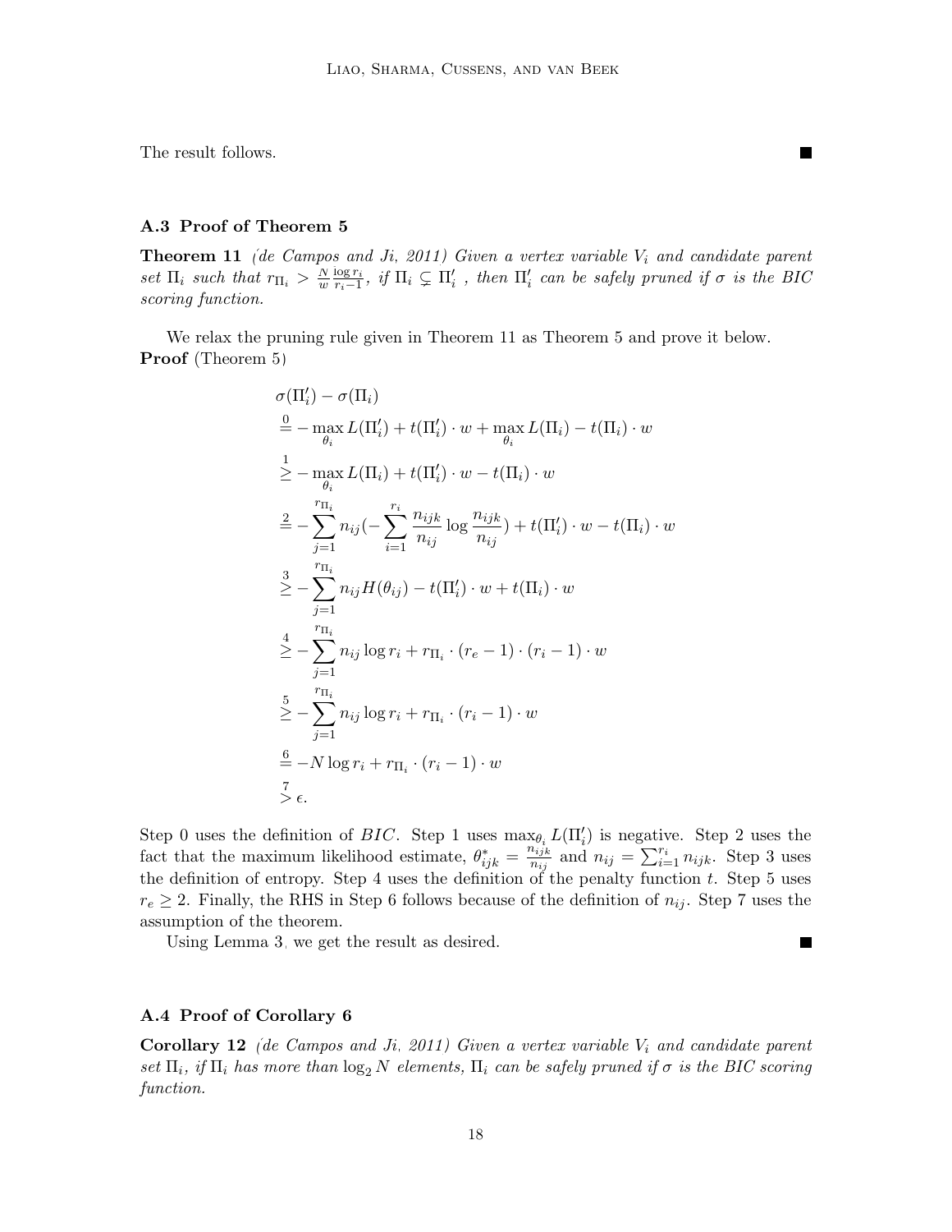The result follows. ∎

### A.3 Proof of Theorem 5

**Theorem 11** *(de Campos and Ji, 2011) Given a vertex variable $V_i$ and candidate parent set $\Pi_i$ such that $r_{\Pi_i} > \frac{N}{w} \frac{\log r_i}{r_i - 1}$, if $\Pi_i \subsetneq \Pi'_i$ , then $\Pi'_i$ can be safely pruned if $\sigma$ is the BIC scoring function.*

We relax the pruning rule given in Theorem 11 as Theorem 5 and prove it below.

**Proof** (Theorem 5)

$$
\begin{aligned}
&\sigma(\Pi'_i) - \sigma(\Pi_i) \\
&\overset{0}{=} -\max_{\theta_i} L(\Pi'_i) + t(\Pi'_i) \cdot w + \max_{\theta_i} L(\Pi_i) - t(\Pi_i) \cdot w \\
&\overset{1}{\geq} -\max_{\theta_i} L(\Pi_i) + t(\Pi'_i) \cdot w - t(\Pi_i) \cdot w \\
&\overset{2}{=} -\sum_{j=1}^{r_{\Pi_i}} n_{ij} \left(-\sum_{i=1}^{r_i} \frac{n_{ijk}}{n_{ij}} \log \frac{n_{ijk}}{n_{ij}}\right) + t(\Pi'_i) \cdot w - t(\Pi_i) \cdot w \\
&\overset{3}{\geq} -\sum_{j=1}^{r_{\Pi_i}} n_{ij} H(\theta_{ij}) - t(\Pi'_i) \cdot w + t(\Pi_i) \cdot w \\
&\overset{4}{\geq} -\sum_{j=1}^{r_{\Pi_i}} n_{ij} \log r_i + r_{\Pi_i} \cdot (r_e - 1) \cdot (r_i - 1) \cdot w \\
&\overset{5}{\geq} -\sum_{j=1}^{r_{\Pi_i}} n_{ij} \log r_i + r_{\Pi_i} \cdot (r_i - 1) \cdot w \\
&\overset{6}{=} -N \log r_i + r_{\Pi_i} \cdot (r_i - 1) \cdot w \\
&\overset{7}{>} \epsilon.
\end{aligned}
$$

Step 0 uses the definition of $BIC$. Step 1 uses $\max_{\theta_i} L(\Pi'_i)$ is negative. Step 2 uses the fact that the maximum likelihood estimate, $\theta^*_{ijk} = \frac{n_{ijk}}{n_{ij}}$ and $n_{ij} = \sum_{i=1}^{r_i} n_{ijk}$. Step 3 uses the definition of entropy. Step 4 uses the definition of the penalty function $t$. Step 5 uses $r_e \geq 2$. Finally, the RHS in Step 6 follows because of the definition of $n_{ij}$. Step 7 uses the assumption of the theorem.

Using Lemma 3, we get the result as desired. ∎

### A.4 Proof of Corollary 6

**Corollary 12** *(de Campos and Ji, 2011) Given a vertex variable $V_i$ and candidate parent set $\Pi_i$, if $\Pi_i$ has more than $\log_2 N$ elements, $\Pi_i$ can be safely pruned if $\sigma$ is the BIC scoring function.*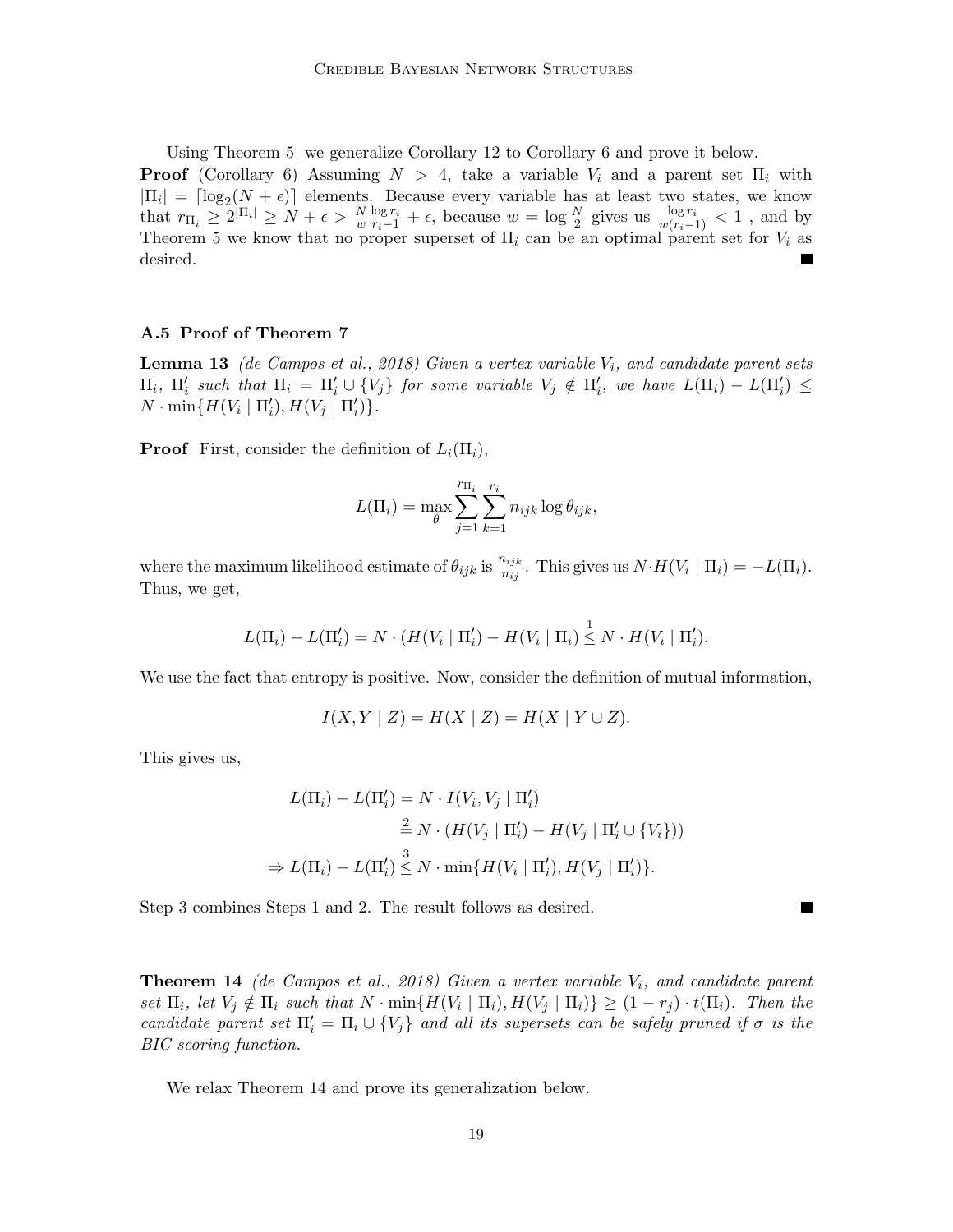Using Theorem 5, we generalize Corollary 12 to Corollary 6 and prove it below.

**Proof** (Corollary 6) Assuming $N > 4$, take a variable $V_i$ and a parent set $\Pi_i$ with $|\Pi_i| = \lceil \log_2(N + \epsilon) \rceil$ elements. Because every variable has at least two states, we know that $r_{\Pi_i} \geq 2^{|\Pi_i|} \geq N + \epsilon > \frac{N}{w} \frac{\log r_i}{r_i - 1} + \epsilon$, because $w = \log \frac{N}{2}$ gives us $\frac{\log r_i}{w(r_i-1)} < 1$ , and by Theorem 5 we know that no proper superset of $\Pi_i$ can be an optimal parent set for $V_i$ as desired. ■

### A.5 Proof of Theorem 7

**Lemma 13** *(de Campos et al., 2018) Given a vertex variable $V_i$, and candidate parent sets $\Pi_i$, $\Pi_i'$ such that $\Pi_i = \Pi_i' \cup \{V_j\}$ for some variable $V_j \notin \Pi_i'$, we have $L(\Pi_i) - L(\Pi_i') \leq N \cdot \min\{H(V_i \mid \Pi_i'), H(V_j \mid \Pi_i')\}$.*

**Proof** First, consider the definition of $L_i(\Pi_i)$,

$$L(\Pi_i) = \max_{\theta} \sum_{j=1}^{r_{\Pi_i}} \sum_{k=1}^{r_i} n_{ijk} \log \theta_{ijk},$$

where the maximum likelihood estimate of $\theta_{ijk}$ is $\frac{n_{ijk}}{n_{ij}}$. This gives us $N \cdot H(V_i \mid \Pi_i) = -L(\Pi_i)$. Thus, we get,

$$L(\Pi_i) - L(\Pi_i') = N \cdot (H(V_i \mid \Pi_i') - H(V_i \mid \Pi_i) \overset{1}{\leq} N \cdot H(V_i \mid \Pi_i').$$

We use the fact that entropy is positive. Now, consider the definition of mutual information,

$$I(X, Y \mid Z) = H(X \mid Z) = H(X \mid Y \cup Z).$$

This gives us,

$$\begin{aligned} L(\Pi_i) - L(\Pi_i') &= N \cdot I(V_i, V_j \mid \Pi_i') \\ &\overset{2}{=} N \cdot (H(V_j \mid \Pi_i') - H(V_j \mid \Pi_i' \cup \{V_i\})) \\ \Rightarrow L(\Pi_i) - L(\Pi_i') &\overset{3}{\leq} N \cdot \min\{H(V_i \mid \Pi_i'), H(V_j \mid \Pi_i')\}. \end{aligned}$$

Step 3 combines Steps 1 and 2. The result follows as desired. ■

**Theorem 14** *(de Campos et al., 2018) Given a vertex variable $V_i$, and candidate parent set $\Pi_i$, let $V_j \notin \Pi_i$ such that $N \cdot \min\{H(V_i \mid \Pi_i), H(V_j \mid \Pi_i)\} \geq (1 - r_j) \cdot t(\Pi_i)$. Then the candidate parent set $\Pi_i' = \Pi_i \cup \{V_j\}$ and all its supersets can be safely pruned if $\sigma$ is the BIC scoring function.*

We relax Theorem 14 and prove its generalization below.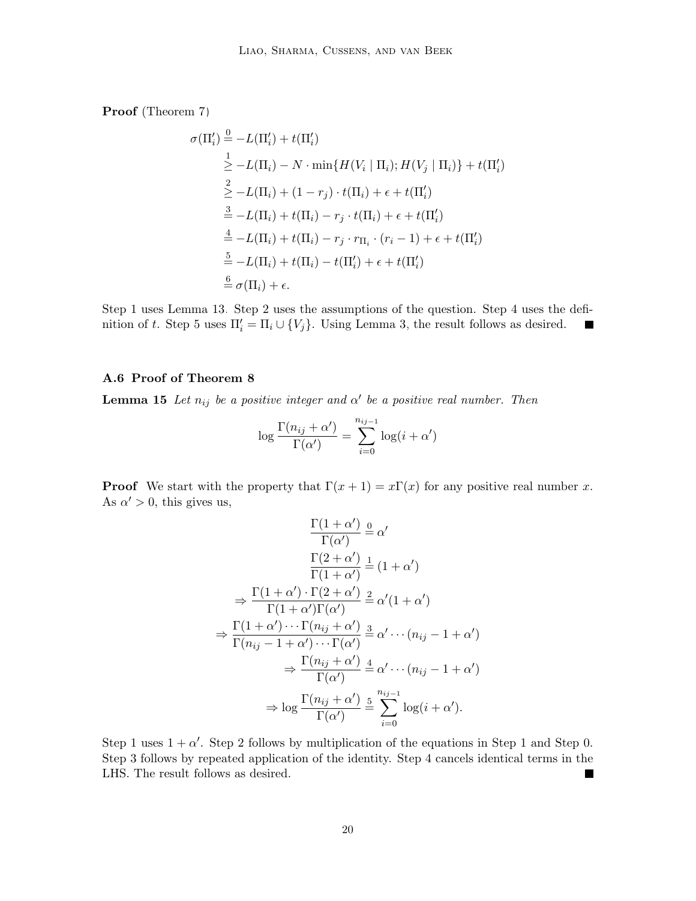**Proof** (Theorem 7)

$$
\begin{aligned}
\sigma(\Pi_i') &\stackrel{0}{=} -L(\Pi_i') + t(\Pi_i') \\
&\stackrel{1}{\geq} -L(\Pi_i) - N \cdot \min\{H(V_i \mid \Pi_i); H(V_j \mid \Pi_i)\} + t(\Pi_i') \\
&\stackrel{2}{\geq} -L(\Pi_i) + (1 - r_j) \cdot t(\Pi_i) + \epsilon + t(\Pi_i') \\
&\stackrel{3}{=} -L(\Pi_i) + t(\Pi_i) - r_j \cdot t(\Pi_i) + \epsilon + t(\Pi_i') \\
&\stackrel{4}{=} -L(\Pi_i) + t(\Pi_i) - r_j \cdot r_{\Pi_i} \cdot (r_i - 1) + \epsilon + t(\Pi_i') \\
&\stackrel{5}{=} -L(\Pi_i) + t(\Pi_i) - t(\Pi_i') + \epsilon + t(\Pi_i') \\
&\stackrel{6}{=} \sigma(\Pi_i) + \epsilon.
\end{aligned}
$$

Step 1 uses Lemma 13. Step 2 uses the assumptions of the question. Step 4 uses the definition of $t$. Step 5 uses $\Pi_i' = \Pi_i \cup \{V_j\}$. Using Lemma 3, the result follows as desired. ■

### A.6 Proof of Theorem 8

**Lemma 15** *Let $n_{ij}$ be a positive integer and $\alpha'$ be a positive real number. Then*

$$
\log \frac{\Gamma(n_{ij} + \alpha')}{\Gamma(\alpha')} = \sum_{i=0}^{n_{ij-1}} \log(i + \alpha')
$$

**Proof** We start with the property that $\Gamma(x + 1) = x\Gamma(x)$ for any positive real number $x$. As $\alpha' > 0$, this gives us,

$$
\begin{aligned}
\frac{\Gamma(1 + \alpha')}{\Gamma(\alpha')} &\stackrel{0}{=} \alpha' \\
\frac{\Gamma(2 + \alpha')}{\Gamma(1 + \alpha')} &\stackrel{1}{=} (1 + \alpha') \\
\Rightarrow \frac{\Gamma(1 + \alpha') \cdot \Gamma(2 + \alpha')}{\Gamma(1 + \alpha')\Gamma(\alpha')} &\stackrel{2}{=} \alpha'(1 + \alpha') \\
\Rightarrow \frac{\Gamma(1 + \alpha') \cdots \Gamma(n_{ij} + \alpha')}{\Gamma(n_{ij} - 1 + \alpha') \cdots \Gamma(\alpha')} &\stackrel{3}{=} \alpha' \cdots (n_{ij} - 1 + \alpha') \\
\Rightarrow \frac{\Gamma(n_{ij} + \alpha')}{\Gamma(\alpha')} &\stackrel{4}{=} \alpha' \cdots (n_{ij} - 1 + \alpha') \\
\Rightarrow \log \frac{\Gamma(n_{ij} + \alpha')}{\Gamma(\alpha')} &\stackrel{5}{=} \sum_{i=0}^{n_{ij-1}} \log(i + \alpha').
\end{aligned}
$$

Step 1 uses $1 + \alpha'$. Step 2 follows by multiplication of the equations in Step 1 and Step 0. Step 3 follows by repeated application of the identity. Step 4 cancels identical terms in the LHS. The result follows as desired. ■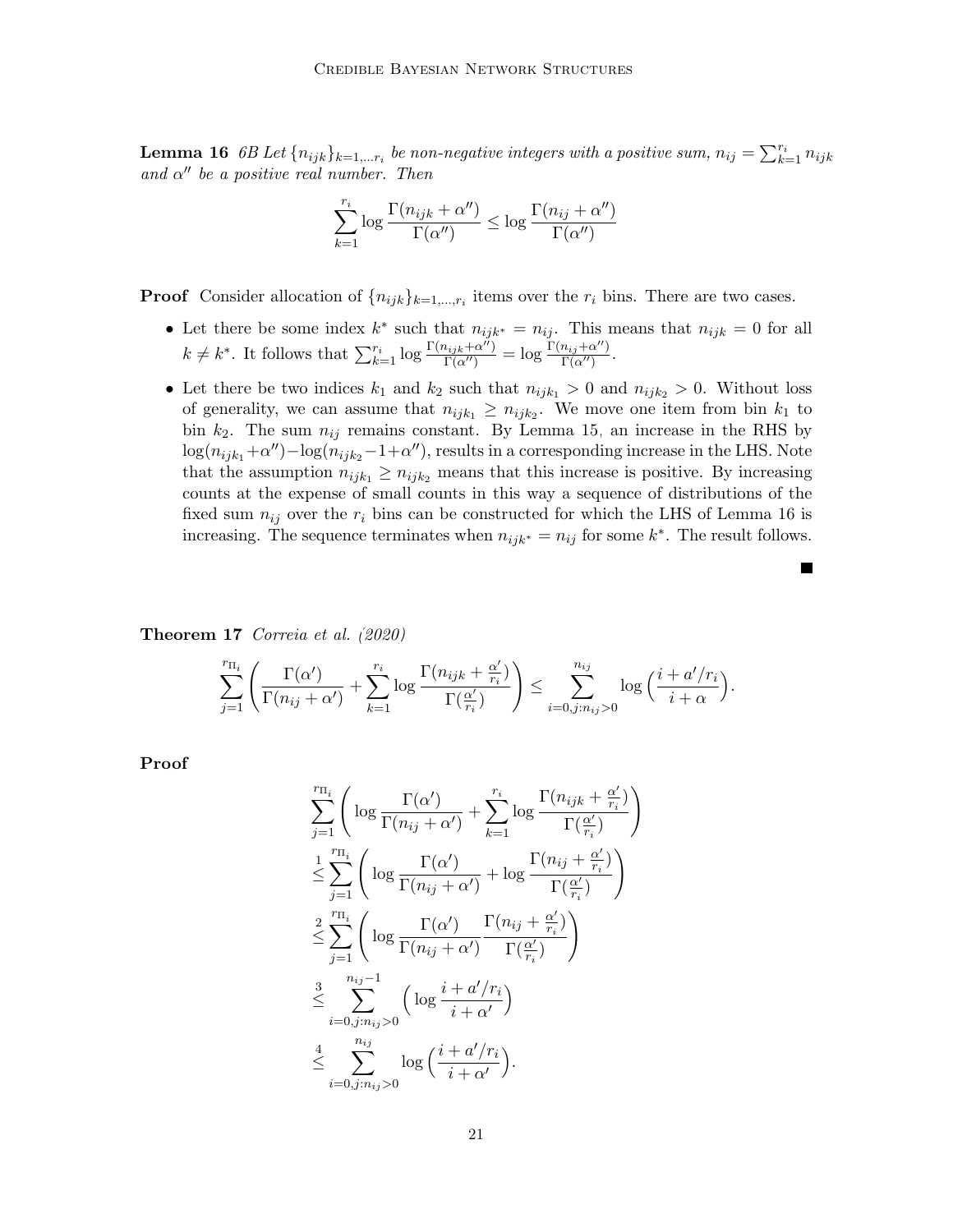**Lemma 16** *6B Let $\{n_{ijk}\}_{k=1,...r_i}$ be non-negative integers with a positive sum, $n_{ij} = \sum_{k=1}^{r_i} n_{ijk}$ and $\alpha''$ be a positive real number. Then*

$$\sum_{k=1}^{r_i} \log \frac{\Gamma(n_{ijk} + \alpha'')}{\Gamma(\alpha'')} \leq \log \frac{\Gamma(n_{ij} + \alpha'')}{\Gamma(\alpha'')}$$

**Proof** Consider allocation of $\{n_{ijk}\}_{k=1,...,r_i}$ items over the $r_i$ bins. There are two cases.

- Let there be some index $k^*$ such that $n_{ijk^*} = n_{ij}$. This means that $n_{ijk} = 0$ for all $k \neq k^*$. It follows that $\sum_{k=1}^{r_i} \log \frac{\Gamma(n_{ijk}+\alpha'')}{\Gamma(\alpha'')} = \log \frac{\Gamma(n_{ij}+\alpha'')}{\Gamma(\alpha'')}$.
- Let there be two indices $k_1$ and $k_2$ such that $n_{ijk_1} > 0$ and $n_{ijk_2} > 0$. Without loss of generality, we can assume that $n_{ijk_1} \geq n_{ijk_2}$. We move one item from bin $k_1$ to bin $k_2$. The sum $n_{ij}$ remains constant. By Lemma 15, an increase in the RHS by $\log(n_{ijk_1}+\alpha'')-\log(n_{ijk_2}-1+\alpha'')$, results in a corresponding increase in the LHS. Note that the assumption $n_{ijk_1} \geq n_{ijk_2}$ means that this increase is positive. By increasing counts at the expense of small counts in this way a sequence of distributions of the fixed sum $n_{ij}$ over the $r_i$ bins can be constructed for which the LHS of Lemma 16 is increasing. The sequence terminates when $n_{ijk^*} = n_{ij}$ for some $k^*$. The result follows.

■

**Theorem 17** *Correia et al. (2020)*

$$\sum_{j=1}^{r_{\Pi_i}} \left( \frac{\Gamma(\alpha')}{\Gamma(n_{ij} + \alpha')} + \sum_{k=1}^{r_i} \log \frac{\Gamma(n_{ijk} + \frac{\alpha'}{r_i})}{\Gamma(\frac{\alpha'}{r_i})} \right) \leq \sum_{i=0, j:n_{ij}>0}^{n_{ij}} \log\Big(\frac{i + a'/r_i}{i + \alpha}\Big).$$

**Proof**

$$\begin{aligned}
&\sum_{j=1}^{r_{\Pi_i}} \left( \log \frac{\Gamma(\alpha')}{\Gamma(n_{ij} + \alpha')} + \sum_{k=1}^{r_i} \log \frac{\Gamma(n_{ijk} + \frac{\alpha'}{r_i})}{\Gamma(\frac{\alpha'}{r_i})} \right) \\
&\overset{1}{\leq} \sum_{j=1}^{r_{\Pi_i}} \left( \log \frac{\Gamma(\alpha')}{\Gamma(n_{ij} + \alpha')} + \log \frac{\Gamma(n_{ij} + \frac{\alpha'}{r_i})}{\Gamma(\frac{\alpha'}{r_i})} \right) \\
&\overset{2}{\leq} \sum_{j=1}^{r_{\Pi_i}} \left( \log \frac{\Gamma(\alpha')}{\Gamma(n_{ij} + \alpha')} \frac{\Gamma(n_{ij} + \frac{\alpha'}{r_i})}{\Gamma(\frac{\alpha'}{r_i})} \right) \\
&\overset{3}{\leq} \sum_{i=0, j:n_{ij}>0}^{n_{ij}-1} \Big( \log \frac{i + a'/r_i}{i + \alpha'} \Big) \\
&\overset{4}{\leq} \sum_{i=0, j:n_{ij}>0}^{n_{ij}} \log \Big( \frac{i + a'/r_i}{i + \alpha'} \Big).
\end{aligned}$$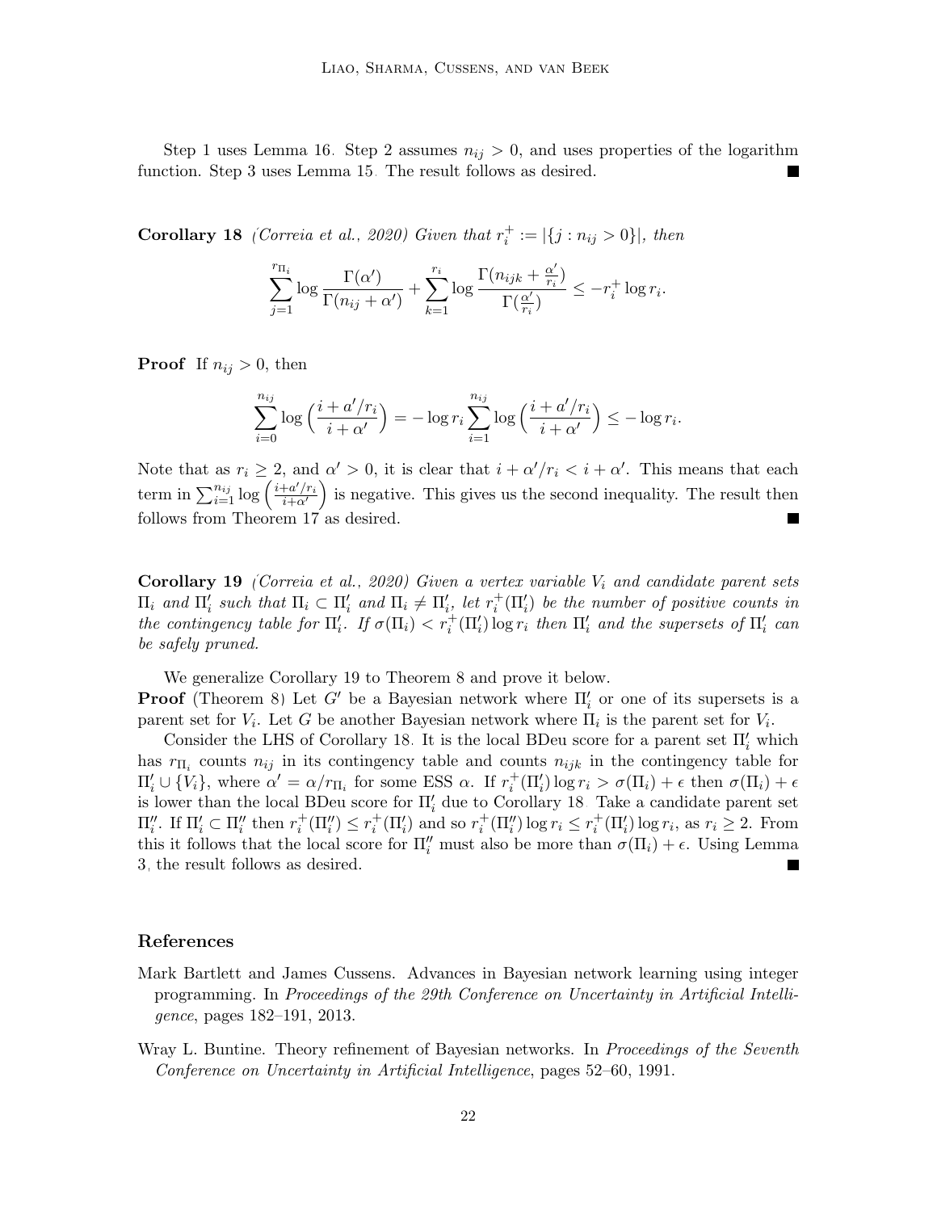Step 1 uses Lemma 16. Step 2 assumes $n_{ij} > 0$, and uses properties of the logarithm function. Step 3 uses Lemma 15. The result follows as desired. ■

**Corollary 18** *(Correia et al., 2020) Given that $r_i^+ := |\{j : n_{ij} > 0\}|$, then*

$$\sum_{j=1}^{r_{\Pi_i}} \log \frac{\Gamma(\alpha')}{\Gamma(n_{ij} + \alpha')} + \sum_{k=1}^{r_i} \log \frac{\Gamma(n_{ijk} + \frac{\alpha'}{r_i})}{\Gamma(\frac{\alpha'}{r_i})} \leq -r_i^+ \log r_i.$$

**Proof** If $n_{ij} > 0$, then

$$\sum_{i=0}^{n_{ij}} \log \left( \frac{i + a'/r_i}{i + \alpha'} \right) = -\log r_i \sum_{i=1}^{n_{ij}} \log \left( \frac{i + a'/r_i}{i + \alpha'} \right) \leq -\log r_i.$$

Note that as $r_i \geq 2$, and $\alpha' > 0$, it is clear that $i + \alpha'/r_i < i + \alpha'$. This means that each term in $\sum_{i=1}^{n_{ij}} \log \left( \frac{i+a'/r_i}{i+\alpha'} \right)$ is negative. This gives us the second inequality. The result then follows from Theorem 17 as desired. ■

**Corollary 19** *(Correia et al., 2020) Given a vertex variable $V_i$ and candidate parent sets $\Pi_i$ and $\Pi_i'$ such that $\Pi_i \subset \Pi_i'$ and $\Pi_i \neq \Pi_i'$, let $r_i^+(\Pi_i')$ be the number of positive counts in the contingency table for $\Pi_i'$. If $\sigma(\Pi_i) < r_i^+(\Pi_i') \log r_i$ then $\Pi_i'$ and the supersets of $\Pi_i'$ can be safely pruned.*

We generalize Corollary 19 to Theorem 8 and prove it below.

**Proof** (Theorem 8) Let $G'$ be a Bayesian network where $\Pi_i'$ or one of its supersets is a parent set for $V_i$. Let $G$ be another Bayesian network where $\Pi_i$ is the parent set for $V_i$.

Consider the LHS of Corollary 18. It is the local BDeu score for a parent set $\Pi_i'$ which has $r_{\Pi_i}$ counts $n_{ij}$ in its contingency table and counts $n_{ijk}$ in the contingency table for $\Pi_i' \cup \{V_i\}$, where $\alpha' = \alpha / r_{\Pi_i}$ for some ESS $\alpha$. If $r_i^+(\Pi_i') \log r_i > \sigma(\Pi_i) + \epsilon$ then $\sigma(\Pi_i) + \epsilon$ is lower than the local BDeu score for $\Pi_i'$ due to Corollary 18. Take a candidate parent set $\Pi_i''$. If $\Pi_i' \subset \Pi_i''$ then $r_i^+(\Pi_i'') \leq r_i^+(\Pi_i')$ and so $r_i^+(\Pi_i'') \log r_i \leq r_i^+(\Pi_i') \log r_i$, as $r_i \geq 2$. From this it follows that the local score for $\Pi_i''$ must also be more than $\sigma(\Pi_i) + \epsilon$. Using Lemma 3, the result follows as desired. ■

## References

Mark Bartlett and James Cussens. Advances in Bayesian network learning using integer programming. In *Proceedings of the 29th Conference on Uncertainty in Artificial Intelligence*, pages 182–191, 2013.

Wray L. Buntine. Theory refinement of Bayesian networks. In *Proceedings of the Seventh Conference on Uncertainty in Artificial Intelligence*, pages 52–60, 1991.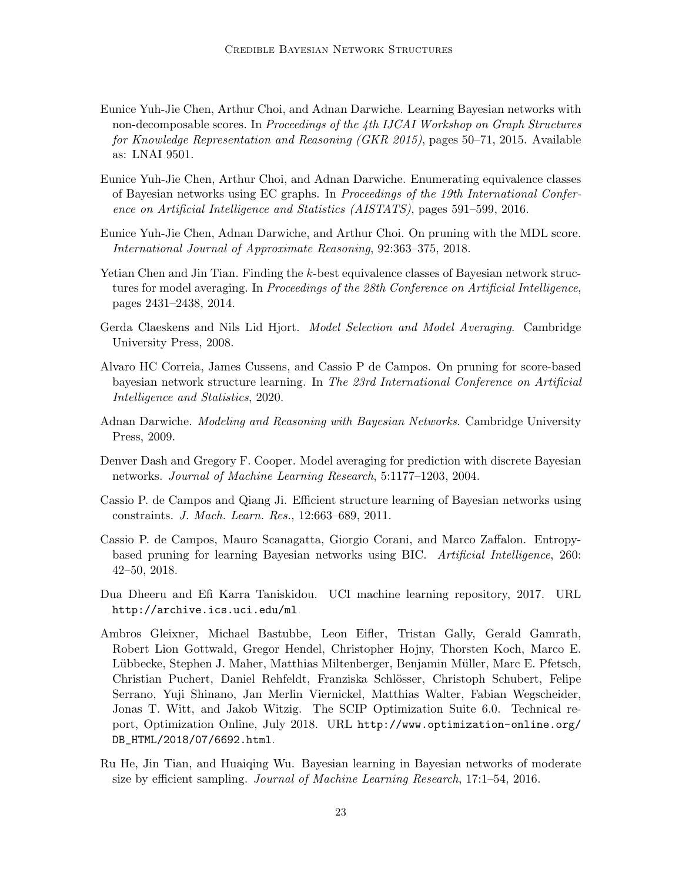Eunice Yuh-Jie Chen, Arthur Choi, and Adnan Darwiche. Learning Bayesian networks with non-decomposable scores. In *Proceedings of the 4th IJCAI Workshop on Graph Structures for Knowledge Representation and Reasoning (GKR 2015)*, pages 50–71, 2015. Available as: LNAI 9501.

Eunice Yuh-Jie Chen, Arthur Choi, and Adnan Darwiche. Enumerating equivalence classes of Bayesian networks using EC graphs. In *Proceedings of the 19th International Conference on Artificial Intelligence and Statistics (AISTATS)*, pages 591–599, 2016.

Eunice Yuh-Jie Chen, Adnan Darwiche, and Arthur Choi. On pruning with the MDL score. *International Journal of Approximate Reasoning*, 92:363–375, 2018.

Yetian Chen and Jin Tian. Finding the $k$-best equivalence classes of Bayesian network structures for model averaging. In *Proceedings of the 28th Conference on Artificial Intelligence*, pages 2431–2438, 2014.

Gerda Claeskens and Nils Lid Hjort. *Model Selection and Model Averaging*. Cambridge University Press, 2008.

Alvaro HC Correia, James Cussens, and Cassio P de Campos. On pruning for score-based bayesian network structure learning. In *The 23rd International Conference on Artificial Intelligence and Statistics*, 2020.

Adnan Darwiche. *Modeling and Reasoning with Bayesian Networks*. Cambridge University Press, 2009.

Denver Dash and Gregory F. Cooper. Model averaging for prediction with discrete Bayesian networks. *Journal of Machine Learning Research*, 5:1177–1203, 2004.

Cassio P. de Campos and Qiang Ji. Efficient structure learning of Bayesian networks using constraints. *J. Mach. Learn. Res.*, 12:663–689, 2011.

Cassio P. de Campos, Mauro Scanagatta, Giorgio Corani, and Marco Zaffalon. Entropy-based pruning for learning Bayesian networks using BIC. *Artificial Intelligence*, 260: 42–50, 2018.

Dua Dheeru and Efi Karra Taniskidou. UCI machine learning repository, 2017. URL http://archive.ics.uci.edu/ml.

Ambros Gleixner, Michael Bastubbe, Leon Eifler, Tristan Gally, Gerald Gamrath, Robert Lion Gottwald, Gregor Hendel, Christopher Hojny, Thorsten Koch, Marco E. Lübbecke, Stephen J. Maher, Matthias Miltenberger, Benjamin Müller, Marc E. Pfetsch, Christian Puchert, Daniel Rehfeldt, Franziska Schlösser, Christoph Schubert, Felipe Serrano, Yuji Shinano, Jan Merlin Viernickel, Matthias Walter, Fabian Wegscheider, Jonas T. Witt, and Jakob Witzig. The SCIP Optimization Suite 6.0. Technical report, Optimization Online, July 2018. URL http://www.optimization-online.org/DB_HTML/2018/07/6692.html.

Ru He, Jin Tian, and Huaiqing Wu. Bayesian learning in Bayesian networks of moderate size by efficient sampling. *Journal of Machine Learning Research*, 17:1–54, 2016.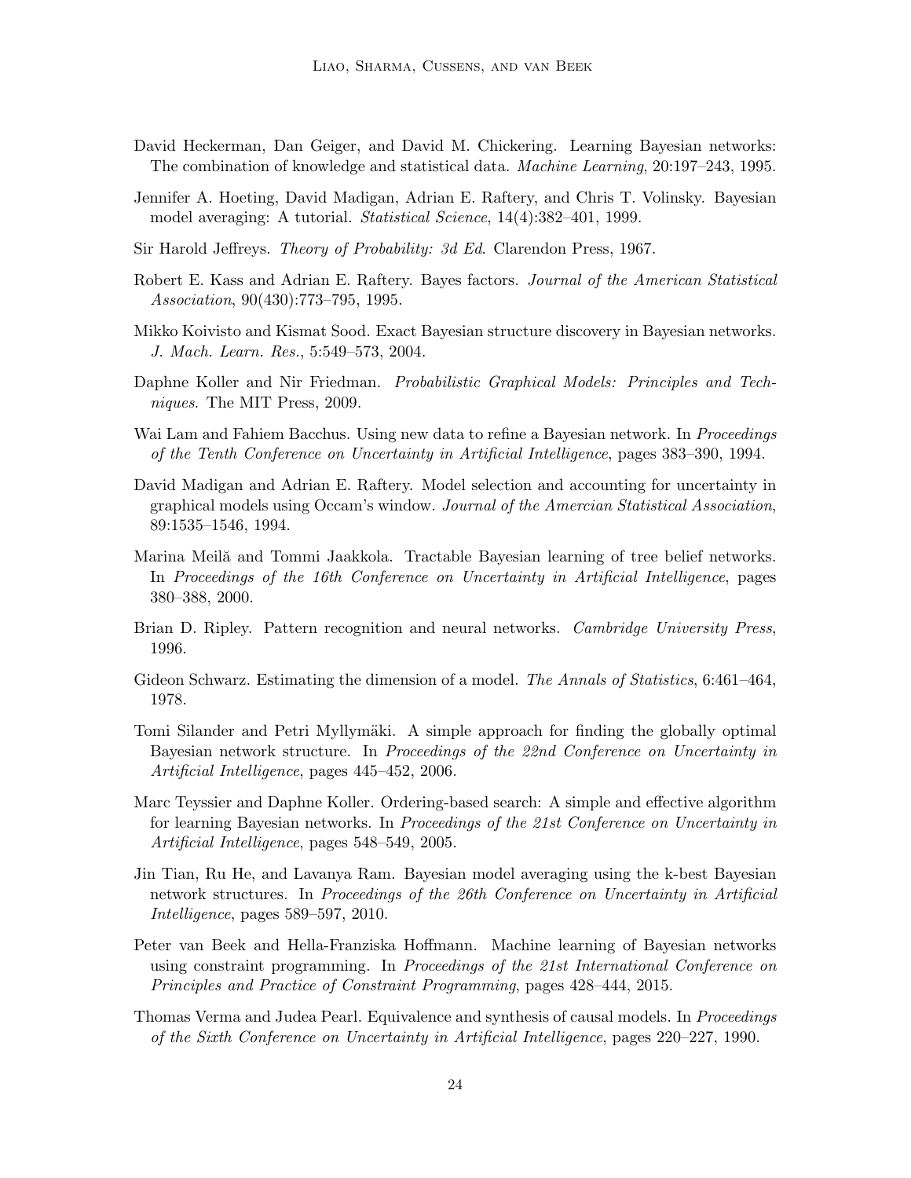David Heckerman, Dan Geiger, and David M. Chickering. Learning Bayesian networks: The combination of knowledge and statistical data. *Machine Learning*, 20:197–243, 1995.

Jennifer A. Hoeting, David Madigan, Adrian E. Raftery, and Chris T. Volinsky. Bayesian model averaging: A tutorial. *Statistical Science*, 14(4):382–401, 1999.

Sir Harold Jeffreys. *Theory of Probability: 3d Ed*. Clarendon Press, 1967.

Robert E. Kass and Adrian E. Raftery. Bayes factors. *Journal of the American Statistical Association*, 90(430):773–795, 1995.

Mikko Koivisto and Kismat Sood. Exact Bayesian structure discovery in Bayesian networks. *J. Mach. Learn. Res.*, 5:549–573, 2004.

Daphne Koller and Nir Friedman. *Probabilistic Graphical Models: Principles and Techniques*. The MIT Press, 2009.

Wai Lam and Fahiem Bacchus. Using new data to refine a Bayesian network. In *Proceedings of the Tenth Conference on Uncertainty in Artificial Intelligence*, pages 383–390, 1994.

David Madigan and Adrian E. Raftery. Model selection and accounting for uncertainty in graphical models using Occam's window. *Journal of the Amercian Statistical Association*, 89:1535–1546, 1994.

Marina Meilă and Tommi Jaakkola. Tractable Bayesian learning of tree belief networks. In *Proceedings of the 16th Conference on Uncertainty in Artificial Intelligence*, pages 380–388, 2000.

Brian D. Ripley. Pattern recognition and neural networks. *Cambridge University Press*, 1996.

Gideon Schwarz. Estimating the dimension of a model. *The Annals of Statistics*, 6:461–464, 1978.

Tomi Silander and Petri Myllymäki. A simple approach for finding the globally optimal Bayesian network structure. In *Proceedings of the 22nd Conference on Uncertainty in Artificial Intelligence*, pages 445–452, 2006.

Marc Teyssier and Daphne Koller. Ordering-based search: A simple and effective algorithm for learning Bayesian networks. In *Proceedings of the 21st Conference on Uncertainty in Artificial Intelligence*, pages 548–549, 2005.

Jin Tian, Ru He, and Lavanya Ram. Bayesian model averaging using the k-best Bayesian network structures. In *Proceedings of the 26th Conference on Uncertainty in Artificial Intelligence*, pages 589–597, 2010.

Peter van Beek and Hella-Franziska Hoffmann. Machine learning of Bayesian networks using constraint programming. In *Proceedings of the 21st International Conference on Principles and Practice of Constraint Programming*, pages 428–444, 2015.

Thomas Verma and Judea Pearl. Equivalence and synthesis of causal models. In *Proceedings of the Sixth Conference on Uncertainty in Artificial Intelligence*, pages 220–227, 1990.